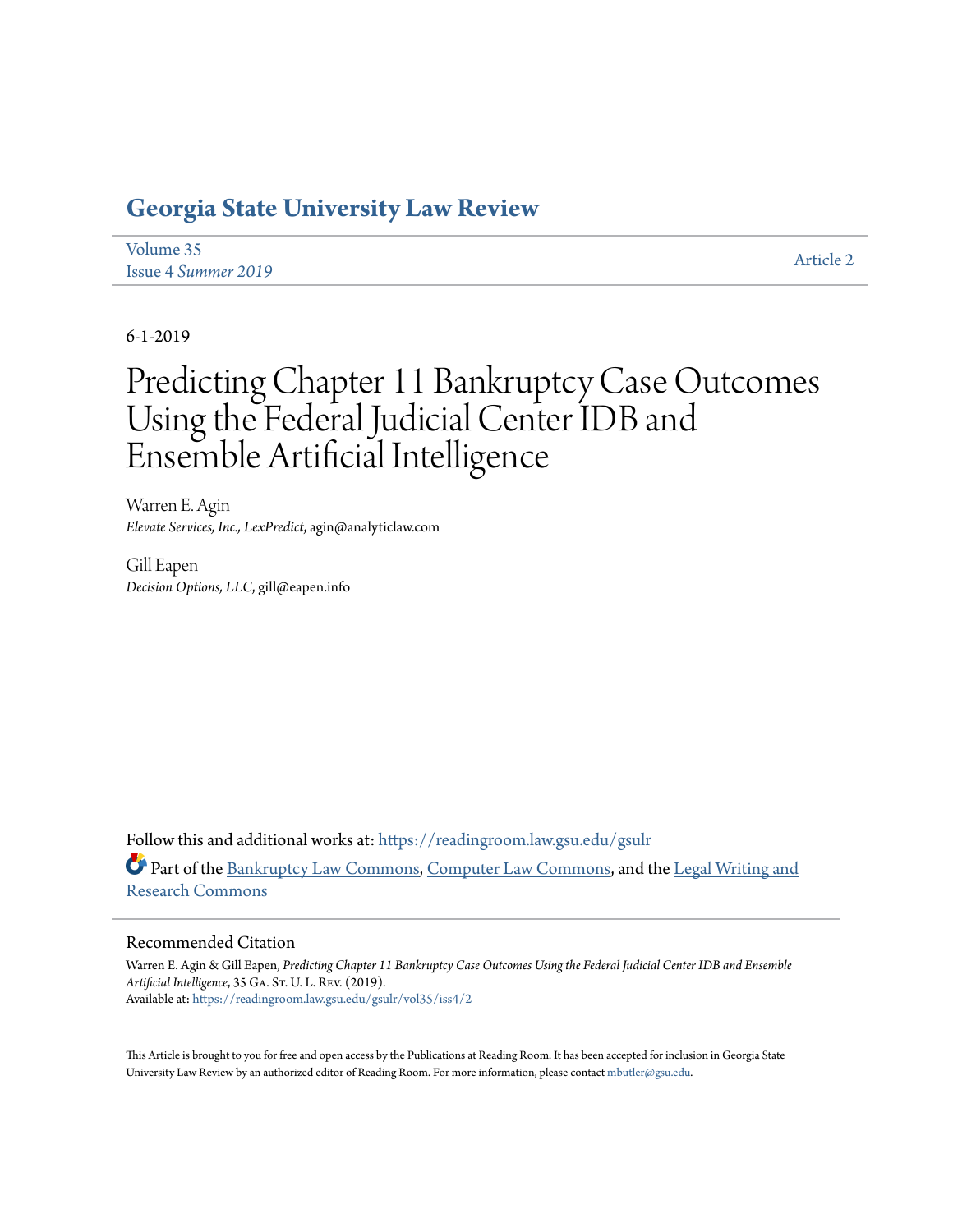# Georgia State University Law Review

Volume 35
Issue 4 *Summer 2019*

Article 2

6-1-2019

# Predicting Chapter 11 Bankruptcy Case Outcomes Using the Federal Judicial Center IDB and Ensemble Artificial Intelligence

Warren E. Agin
*Elevate Services, Inc., LexPredict*, agin@analyticlaw.com

Gill Eapen
*Decision Options, LLC*, gill@eapen.info

Follow this and additional works at: https://readingroom.law.gsu.edu/gsulr

Part of the Bankruptcy Law Commons, Computer Law Commons, and the Legal Writing and Research Commons

## Recommended Citation

Warren E. Agin & Gill Eapen, *Predicting Chapter 11 Bankruptcy Case Outcomes Using the Federal Judicial Center IDB and Ensemble Artificial Intelligence*, 35 Ga. St. U. L. Rev. (2019).
Available at: https://readingroom.law.gsu.edu/gsulr/vol35/iss4/2

This Article is brought to you for free and open access by the Publications at Reading Room. It has been accepted for inclusion in Georgia State University Law Review by an authorized editor of Reading Room. For more information, please contact mbutler@gsu.edu.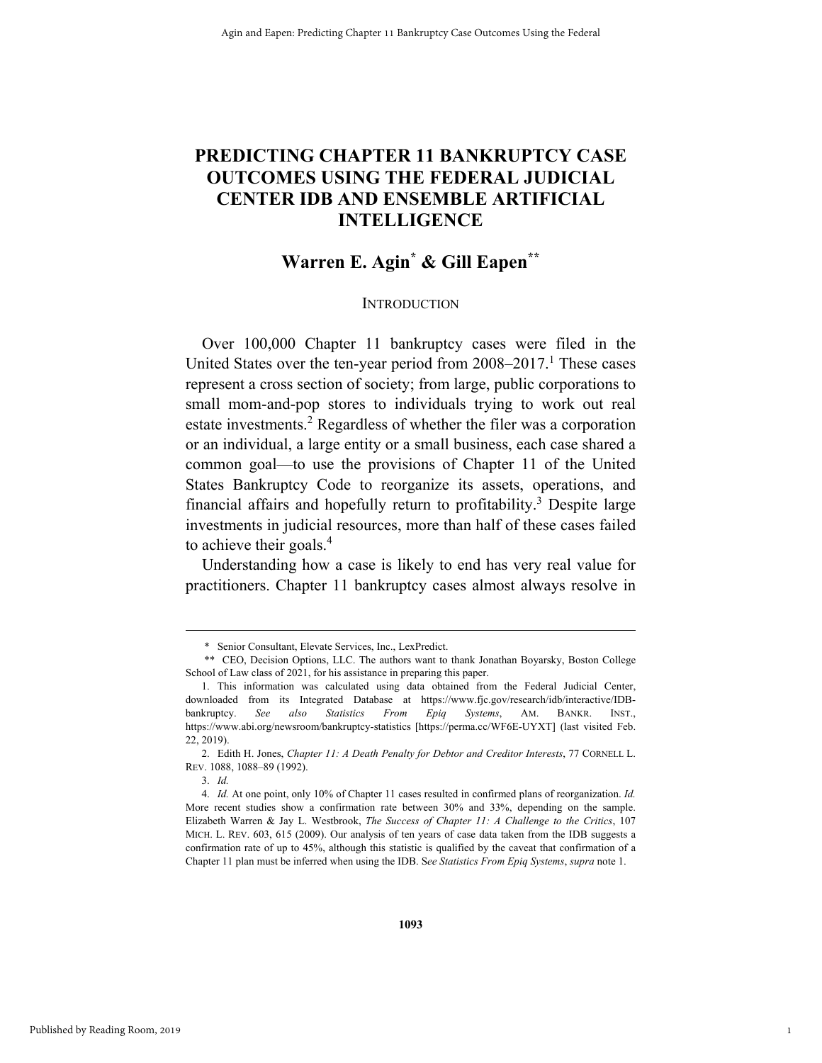# PREDICTING CHAPTER 11 BANKRUPTCY CASE OUTCOMES USING THE FEDERAL JUDICIAL CENTER IDB AND ENSEMBLE ARTIFICIAL INTELLIGENCE

## Warren E. Agin[*] & Gill Eapen[**]

### INTRODUCTION

Over 100,000 Chapter 11 bankruptcy cases were filed in the United States over the ten-year period from 2008–2017.[1] These cases represent a cross section of society; from large, public corporations to small mom-and-pop stores to individuals trying to work out real estate investments.[2] Regardless of whether the filer was a corporation or an individual, a large entity or a small business, each case shared a common goal—to use the provisions of Chapter 11 of the United States Bankruptcy Code to reorganize its assets, operations, and financial affairs and hopefully return to profitability.[3] Despite large investments in judicial resources, more than half of these cases failed to achieve their goals.[4]

Understanding how a case is likely to end has very real value for practitioners. Chapter 11 bankruptcy cases almost always resolve in

---

\* Senior Consultant, Elevate Services, Inc., LexPredict.

\*\* CEO, Decision Options, LLC. The authors want to thank Jonathan Boyarsky, Boston College School of Law class of 2021, for his assistance in preparing this paper.

1. This information was calculated using data obtained from the Federal Judicial Center, downloaded from its Integrated Database at https://www.fjc.gov/research/idb/interactive/IDB-bankruptcy. *See also Statistics From Epiq Systems*, AM. BANKR. INST., https://www.abi.org/newsroom/bankruptcy-statistics [https://perma.cc/WF6E-UYXT] (last visited Feb. 22, 2019).

2. Edith H. Jones, *Chapter 11: A Death Penalty for Debtor and Creditor Interests*, 77 CORNELL L. REV. 1088, 1088–89 (1992).

3. *Id.*

4. *Id.* At one point, only 10% of Chapter 11 cases resulted in confirmed plans of reorganization. *Id.* More recent studies show a confirmation rate between 30% and 33%, depending on the sample. Elizabeth Warren & Jay L. Westbrook, *The Success of Chapter 11: A Challenge to the Critics*, 107 MICH. L. REV. 603, 615 (2009). Our analysis of ten years of case data taken from the IDB suggests a confirmation rate of up to 45%, although this statistic is qualified by the caveat that confirmation of a Chapter 11 plan must be inferred when using the IDB. S*ee Statistics From Epiq Systems*, *supra* note 1.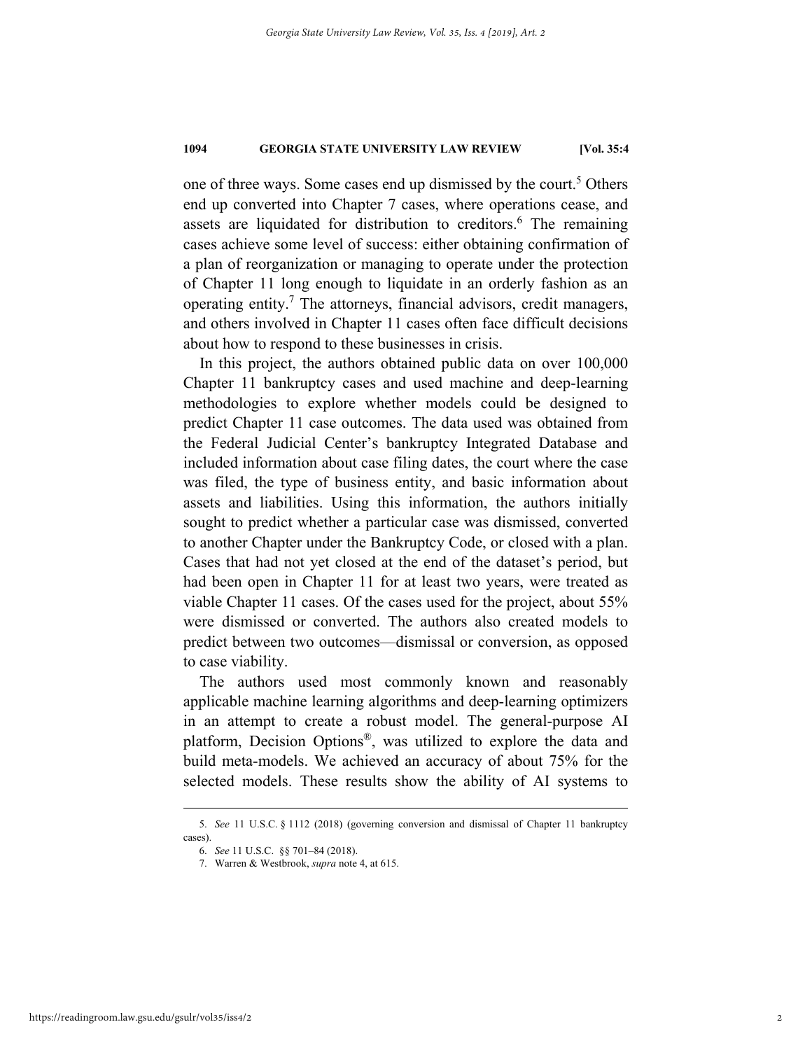one of three ways. Some cases end up dismissed by the court.[5] Others end up converted into Chapter 7 cases, where operations cease, and assets are liquidated for distribution to creditors.[6] The remaining cases achieve some level of success: either obtaining confirmation of a plan of reorganization or managing to operate under the protection of Chapter 11 long enough to liquidate in an orderly fashion as an operating entity.[7] The attorneys, financial advisors, credit managers, and others involved in Chapter 11 cases often face difficult decisions about how to respond to these businesses in crisis.

In this project, the authors obtained public data on over 100,000 Chapter 11 bankruptcy cases and used machine and deep-learning methodologies to explore whether models could be designed to predict Chapter 11 case outcomes. The data used was obtained from the Federal Judicial Center's bankruptcy Integrated Database and included information about case filing dates, the court where the case was filed, the type of business entity, and basic information about assets and liabilities. Using this information, the authors initially sought to predict whether a particular case was dismissed, converted to another Chapter under the Bankruptcy Code, or closed with a plan. Cases that had not yet closed at the end of the dataset's period, but had been open in Chapter 11 for at least two years, were treated as viable Chapter 11 cases. Of the cases used for the project, about 55% were dismissed or converted. The authors also created models to predict between two outcomes—dismissal or conversion, as opposed to case viability.

The authors used most commonly known and reasonably applicable machine learning algorithms and deep-learning optimizers in an attempt to create a robust model. The general-purpose AI platform, Decision Options®, was utilized to explore the data and build meta-models. We achieved an accuracy of about 75% for the selected models. These results show the ability of AI systems to

---

5. *See* 11 U.S.C. § 1112 (2018) (governing conversion and dismissal of Chapter 11 bankruptcy cases).

6. *See* 11 U.S.C. §§ 701–84 (2018).

7. Warren & Westbrook, *supra* note 4, at 615.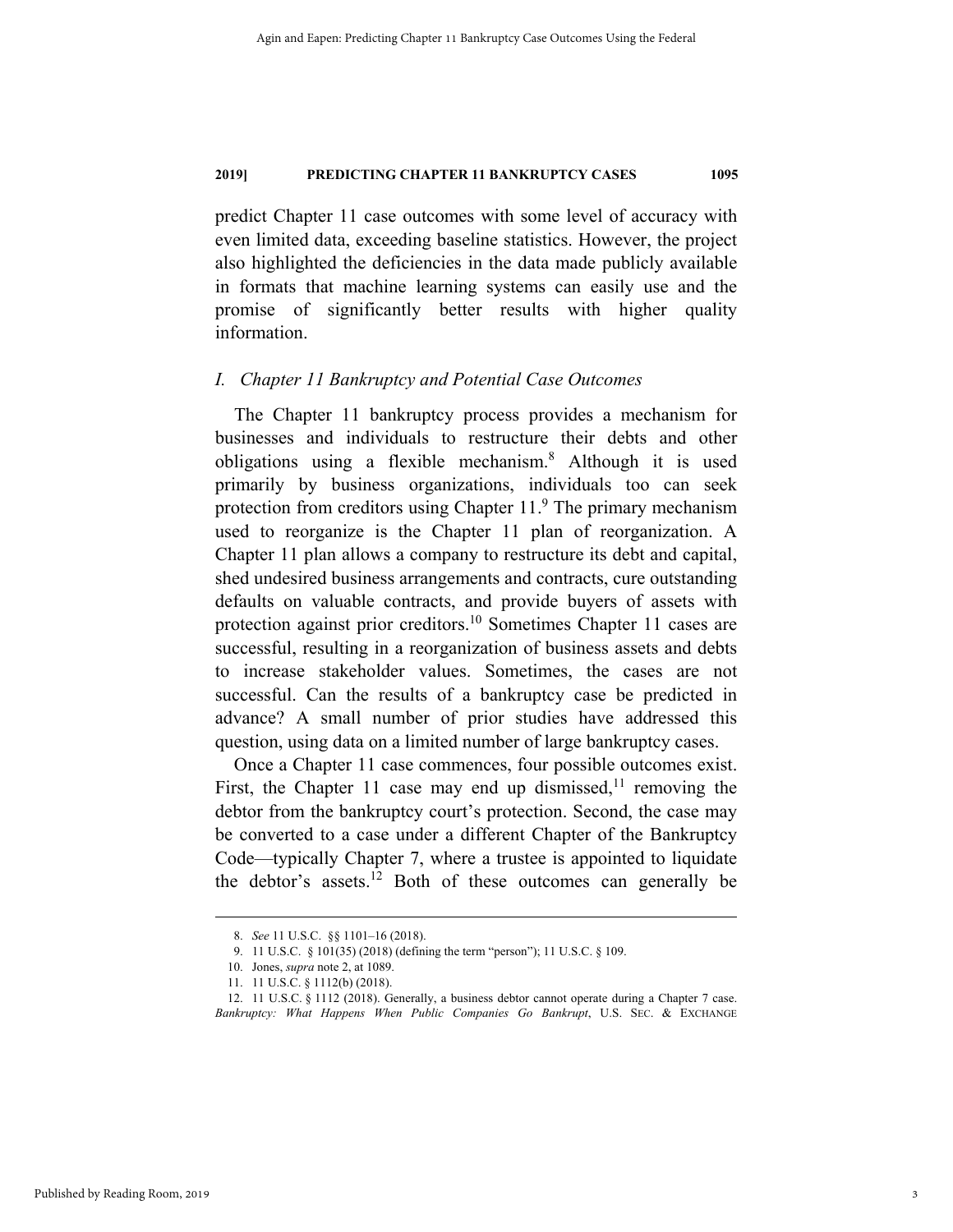predict Chapter 11 case outcomes with some level of accuracy with even limited data, exceeding baseline statistics. However, the project also highlighted the deficiencies in the data made publicly available in formats that machine learning systems can easily use and the promise of significantly better results with higher quality information.

## *I. Chapter 11 Bankruptcy and Potential Case Outcomes*

The Chapter 11 bankruptcy process provides a mechanism for businesses and individuals to restructure their debts and other obligations using a flexible mechanism.[8] Although it is used primarily by business organizations, individuals too can seek protection from creditors using Chapter 11.[9] The primary mechanism used to reorganize is the Chapter 11 plan of reorganization. A Chapter 11 plan allows a company to restructure its debt and capital, shed undesired business arrangements and contracts, cure outstanding defaults on valuable contracts, and provide buyers of assets with protection against prior creditors.[10] Sometimes Chapter 11 cases are successful, resulting in a reorganization of business assets and debts to increase stakeholder values. Sometimes, the cases are not successful. Can the results of a bankruptcy case be predicted in advance? A small number of prior studies have addressed this question, using data on a limited number of large bankruptcy cases.

Once a Chapter 11 case commences, four possible outcomes exist. First, the Chapter 11 case may end up dismissed,[11] removing the debtor from the bankruptcy court's protection. Second, the case may be converted to a case under a different Chapter of the Bankruptcy Code—typically Chapter 7, where a trustee is appointed to liquidate the debtor's assets.[12] Both of these outcomes can generally be

---

8. *See* 11 U.S.C. §§ 1101–16 (2018).

9. 11 U.S.C. § 101(35) (2018) (defining the term "person"); 11 U.S.C. § 109.

10. Jones, *supra* note 2, at 1089.

11. 11 U.S.C. § 1112(b) (2018).

12. 11 U.S.C. § 1112 (2018). Generally, a business debtor cannot operate during a Chapter 7 case. *Bankruptcy: What Happens When Public Companies Go Bankrupt*, U.S. SEC. & EXCHANGE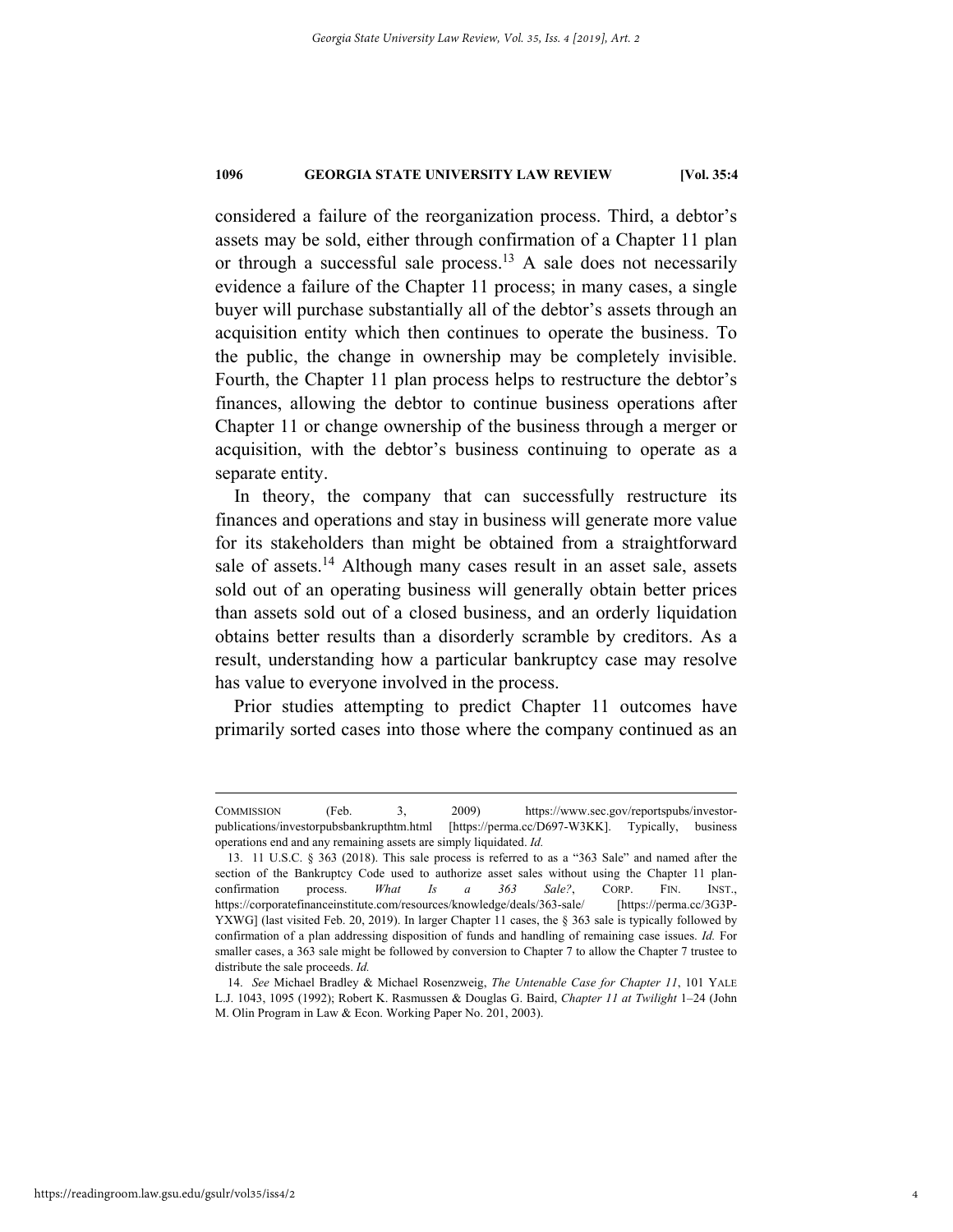considered a failure of the reorganization process. Third, a debtor's assets may be sold, either through confirmation of a Chapter 11 plan or through a successful sale process.[13] A sale does not necessarily evidence a failure of the Chapter 11 process; in many cases, a single buyer will purchase substantially all of the debtor's assets through an acquisition entity which then continues to operate the business. To the public, the change in ownership may be completely invisible. Fourth, the Chapter 11 plan process helps to restructure the debtor's finances, allowing the debtor to continue business operations after Chapter 11 or change ownership of the business through a merger or acquisition, with the debtor's business continuing to operate as a separate entity.

In theory, the company that can successfully restructure its finances and operations and stay in business will generate more value for its stakeholders than might be obtained from a straightforward sale of assets.[14] Although many cases result in an asset sale, assets sold out of an operating business will generally obtain better prices than assets sold out of a closed business, and an orderly liquidation obtains better results than a disorderly scramble by creditors. As a result, understanding how a particular bankruptcy case may resolve has value to everyone involved in the process.

Prior studies attempting to predict Chapter 11 outcomes have primarily sorted cases into those where the company continued as an

---

COMMISSION (Feb. 3, 2009) https://www.sec.gov/reportspubs/investor-publications/investorpubsbankrupthtm.html [https://perma.cc/D697-W3KK]. Typically, business operations end and any remaining assets are simply liquidated. *Id.*

13. 11 U.S.C. § 363 (2018). This sale process is referred to as a "363 Sale" and named after the section of the Bankruptcy Code used to authorize asset sales without using the Chapter 11 plan-confirmation process. *What Is a 363 Sale?*, CORP. FIN. INST., https://corporatefinanceinstitute.com/resources/knowledge/deals/363-sale/ [https://perma.cc/3G3P-YXWG] (last visited Feb. 20, 2019). In larger Chapter 11 cases, the § 363 sale is typically followed by confirmation of a plan addressing disposition of funds and handling of remaining case issues. *Id.* For smaller cases, a 363 sale might be followed by conversion to Chapter 7 to allow the Chapter 7 trustee to distribute the sale proceeds. *Id.*

14. *See* Michael Bradley & Michael Rosenzweig, *The Untenable Case for Chapter 11*, 101 YALE L.J. 1043, 1095 (1992); Robert K. Rasmussen & Douglas G. Baird, *Chapter 11 at Twilight* 1–24 (John M. Olin Program in Law & Econ. Working Paper No. 201, 2003).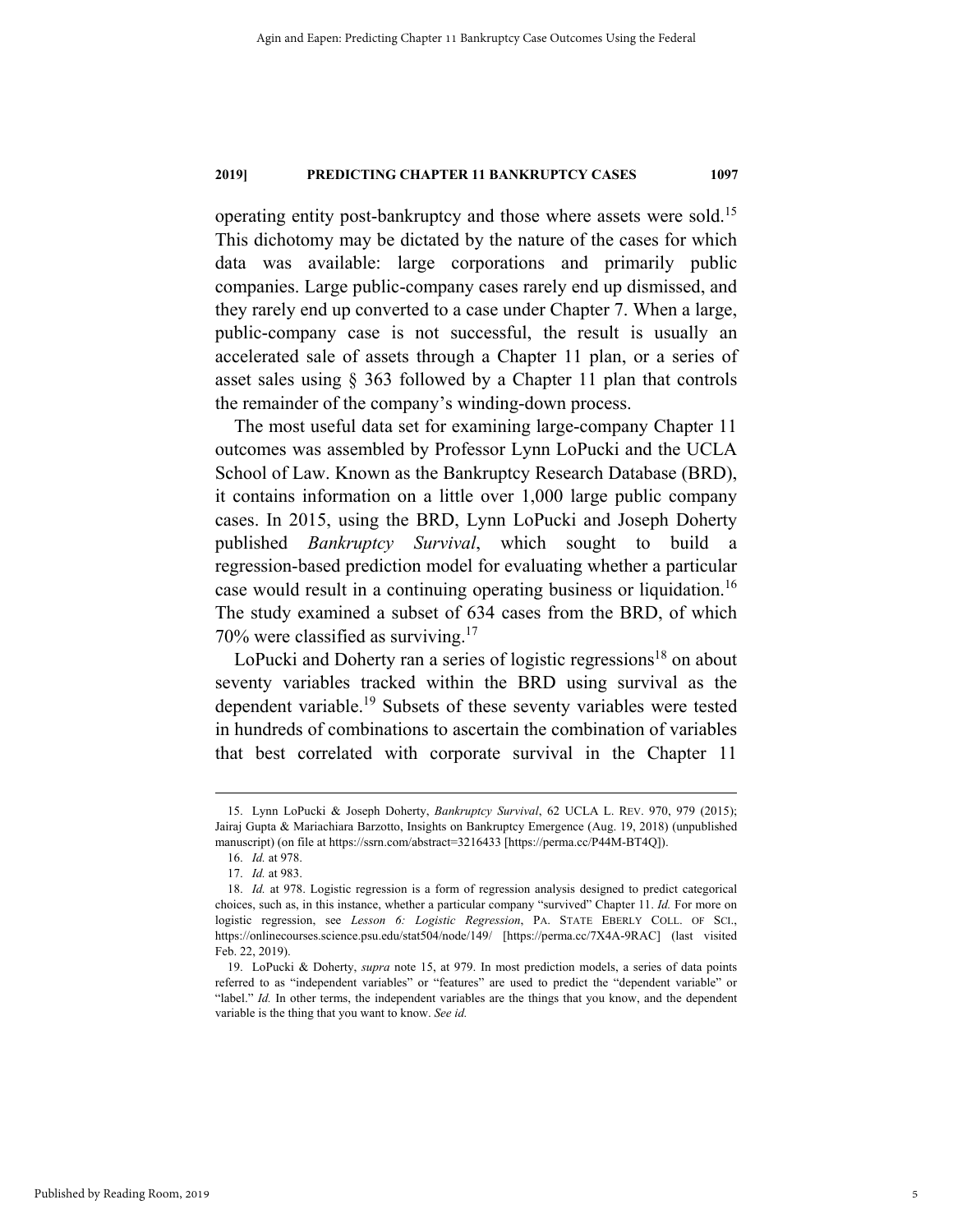operating entity post-bankruptcy and those where assets were sold.[15] This dichotomy may be dictated by the nature of the cases for which data was available: large corporations and primarily public companies. Large public-company cases rarely end up dismissed, and they rarely end up converted to a case under Chapter 7. When a large, public-company case is not successful, the result is usually an accelerated sale of assets through a Chapter 11 plan, or a series of asset sales using § 363 followed by a Chapter 11 plan that controls the remainder of the company's winding-down process.

The most useful data set for examining large-company Chapter 11 outcomes was assembled by Professor Lynn LoPucki and the UCLA School of Law. Known as the Bankruptcy Research Database (BRD), it contains information on a little over 1,000 large public company cases. In 2015, using the BRD, Lynn LoPucki and Joseph Doherty published *Bankruptcy Survival*, which sought to build a regression-based prediction model for evaluating whether a particular case would result in a continuing operating business or liquidation.[16] The study examined a subset of 634 cases from the BRD, of which 70% were classified as surviving.[17]

LoPucki and Doherty ran a series of logistic regressions[18] on about seventy variables tracked within the BRD using survival as the dependent variable.[19] Subsets of these seventy variables were tested in hundreds of combinations to ascertain the combination of variables that best correlated with corporate survival in the Chapter 11

---

15. Lynn LoPucki & Joseph Doherty, *Bankruptcy Survival*, 62 UCLA L. REV. 970, 979 (2015); Jairaj Gupta & Mariachiara Barzotto, Insights on Bankruptcy Emergence (Aug. 19, 2018) (unpublished manuscript) (on file at https://ssrn.com/abstract=3216433 [https://perma.cc/P44M-BT4Q]).

16. *Id.* at 978.

17. *Id.* at 983.

18. *Id.* at 978. Logistic regression is a form of regression analysis designed to predict categorical choices, such as, in this instance, whether a particular company "survived" Chapter 11. *Id.* For more on logistic regression, see *Lesson 6: Logistic Regression*, PA. STATE EBERLY COLL. OF SCI., https://onlinecourses.science.psu.edu/stat504/node/149/ [https://perma.cc/7X4A-9RAC] (last visited Feb. 22, 2019).

19. LoPucki & Doherty, *supra* note 15, at 979. In most prediction models, a series of data points referred to as "independent variables" or "features" are used to predict the "dependent variable" or "label." *Id.* In other terms, the independent variables are the things that you know, and the dependent variable is the thing that you want to know. *See id.*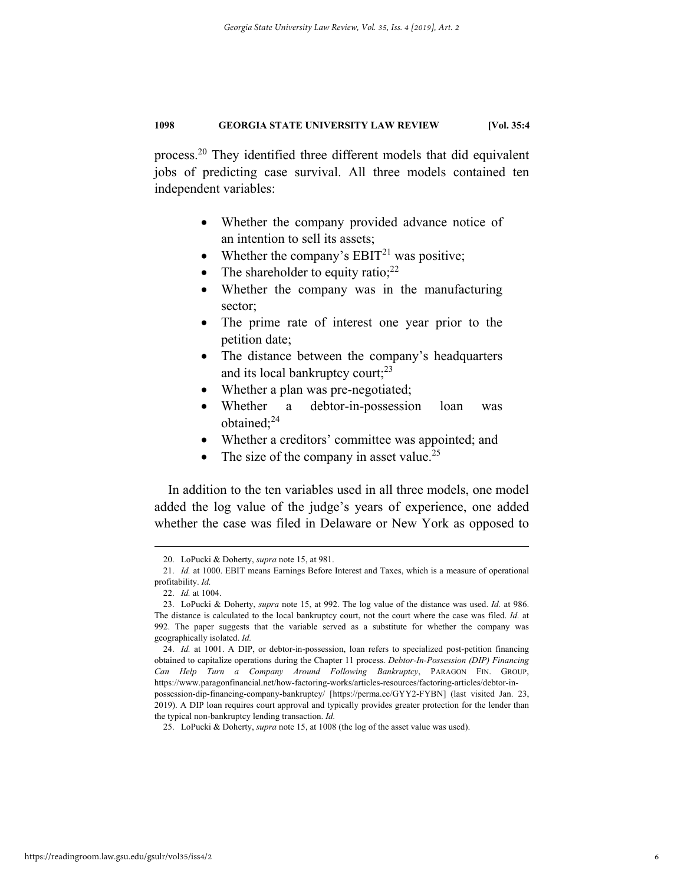process.[20] They identified three different models that did equivalent jobs of predicting case survival. All three models contained ten independent variables:

- Whether the company provided advance notice of an intention to sell its assets;
- Whether the company's EBIT[21] was positive;
- The shareholder to equity ratio;[22]
- Whether the company was in the manufacturing sector;
- The prime rate of interest one year prior to the petition date;
- The distance between the company's headquarters and its local bankruptcy court;[23]
- Whether a plan was pre-negotiated;
- Whether a debtor-in-possession loan was obtained;[24]
- Whether a creditors' committee was appointed; and
- The size of the company in asset value.[25]

In addition to the ten variables used in all three models, one model added the log value of the judge's years of experience, one added whether the case was filed in Delaware or New York as opposed to

---

20. LoPucki & Doherty, *supra* note 15, at 981.

21. *Id.* at 1000. EBIT means Earnings Before Interest and Taxes, which is a measure of operational profitability. *Id.*

22. *Id.* at 1004.

23. LoPucki & Doherty, *supra* note 15, at 992. The log value of the distance was used. *Id.* at 986. The distance is calculated to the local bankruptcy court, not the court where the case was filed. *Id.* at 992. The paper suggests that the variable served as a substitute for whether the company was geographically isolated. *Id.*

24. *Id.* at 1001. A DIP, or debtor-in-possession, loan refers to specialized post-petition financing obtained to capitalize operations during the Chapter 11 process. *Debtor-In-Possession (DIP) Financing Can Help Turn a Company Around Following Bankruptcy*, PARAGON FIN. GROUP, https://www.paragonfinancial.net/how-factoring-works/articles-resources/factoring-articles/debtor-in-possession-dip-financing-company-bankruptcy/ [https://perma.cc/GYY2-FYBN] (last visited Jan. 23, 2019). A DIP loan requires court approval and typically provides greater protection for the lender than the typical non-bankruptcy lending transaction. *Id.*

25. LoPucki & Doherty, *supra* note 15, at 1008 (the log of the asset value was used).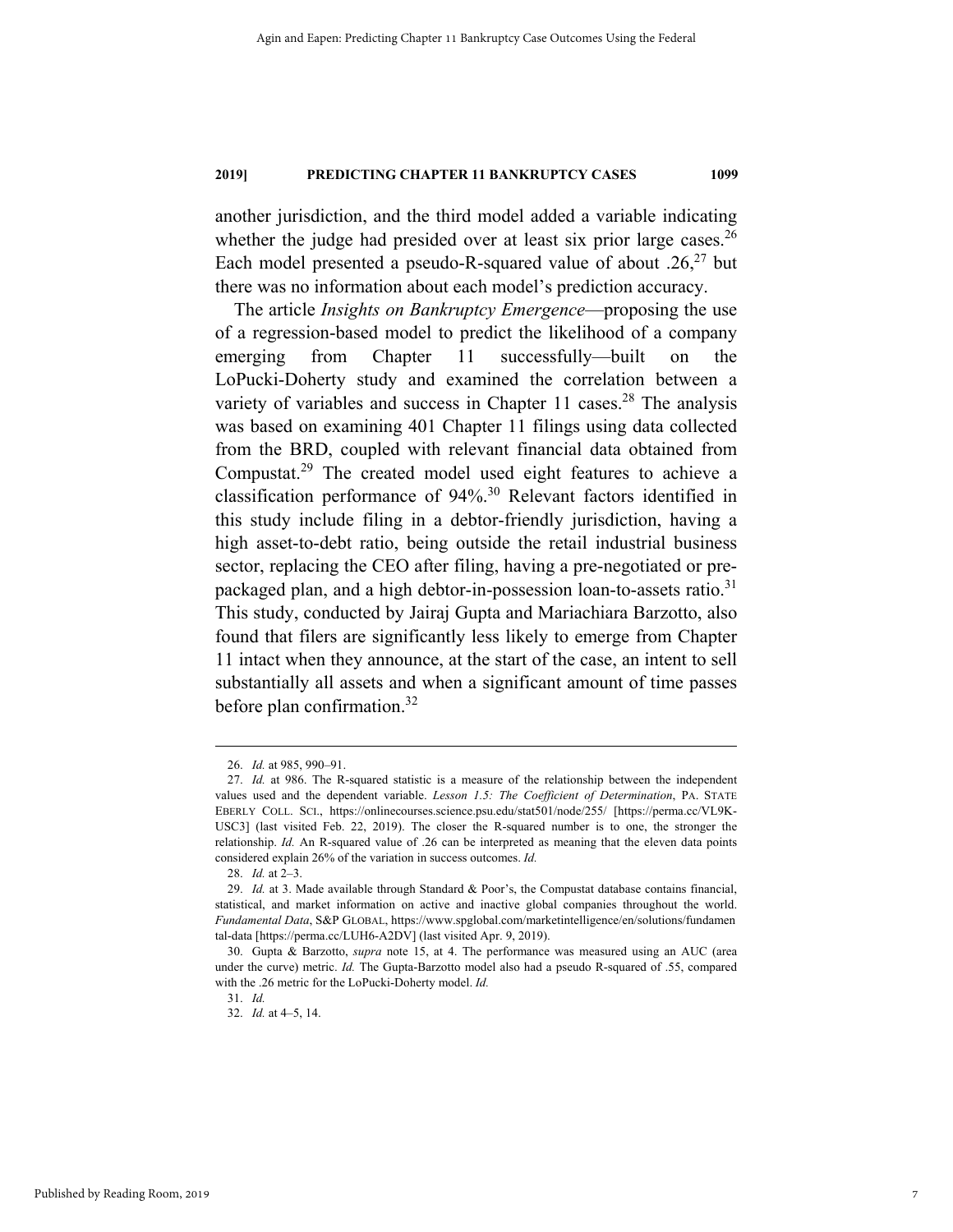another jurisdiction, and the third model added a variable indicating whether the judge had presided over at least six prior large cases.[26] Each model presented a pseudo-R-squared value of about .26,[27] but there was no information about each model's prediction accuracy.

The article *Insights on Bankruptcy Emergence*—proposing the use of a regression-based model to predict the likelihood of a company emerging from Chapter 11 successfully—built on the LoPucki-Doherty study and examined the correlation between a variety of variables and success in Chapter 11 cases.[28] The analysis was based on examining 401 Chapter 11 filings using data collected from the BRD, coupled with relevant financial data obtained from Compustat.[29] The created model used eight features to achieve a classification performance of 94%.[30] Relevant factors identified in this study include filing in a debtor-friendly jurisdiction, having a high asset-to-debt ratio, being outside the retail industrial business sector, replacing the CEO after filing, having a pre-negotiated or pre-packaged plan, and a high debtor-in-possession loan-to-assets ratio.[31] This study, conducted by Jairaj Gupta and Mariachiara Barzotto, also found that filers are significantly less likely to emerge from Chapter 11 intact when they announce, at the start of the case, an intent to sell substantially all assets and when a significant amount of time passes before plan confirmation.[32]

---

26. *Id.* at 985, 990–91.

27. *Id.* at 986. The R-squared statistic is a measure of the relationship between the independent values used and the dependent variable. *Lesson 1.5: The Coefficient of Determination*, PA. STATE EBERLY COLL. SCI., https://onlinecourses.science.psu.edu/stat501/node/255/ [https://perma.cc/VL9K-USC3] (last visited Feb. 22, 2019). The closer the R-squared number is to one, the stronger the relationship. *Id.* An R-squared value of .26 can be interpreted as meaning that the eleven data points considered explain 26% of the variation in success outcomes. *Id.*

28. *Id.* at 2–3.

29. *Id.* at 3. Made available through Standard & Poor's, the Compustat database contains financial, statistical, and market information on active and inactive global companies throughout the world. *Fundamental Data*, S&P GLOBAL, https://www.spglobal.com/marketintelligence/en/solutions/fundamental-data [https://perma.cc/LUH6-A2DV] (last visited Apr. 9, 2019).

30. Gupta & Barzotto, *supra* note 15, at 4. The performance was measured using an AUC (area under the curve) metric. *Id.* The Gupta-Barzotto model also had a pseudo R-squared of .55, compared with the .26 metric for the LoPucki-Doherty model. *Id.*

31. *Id.*

32. *Id.* at 4–5, 14.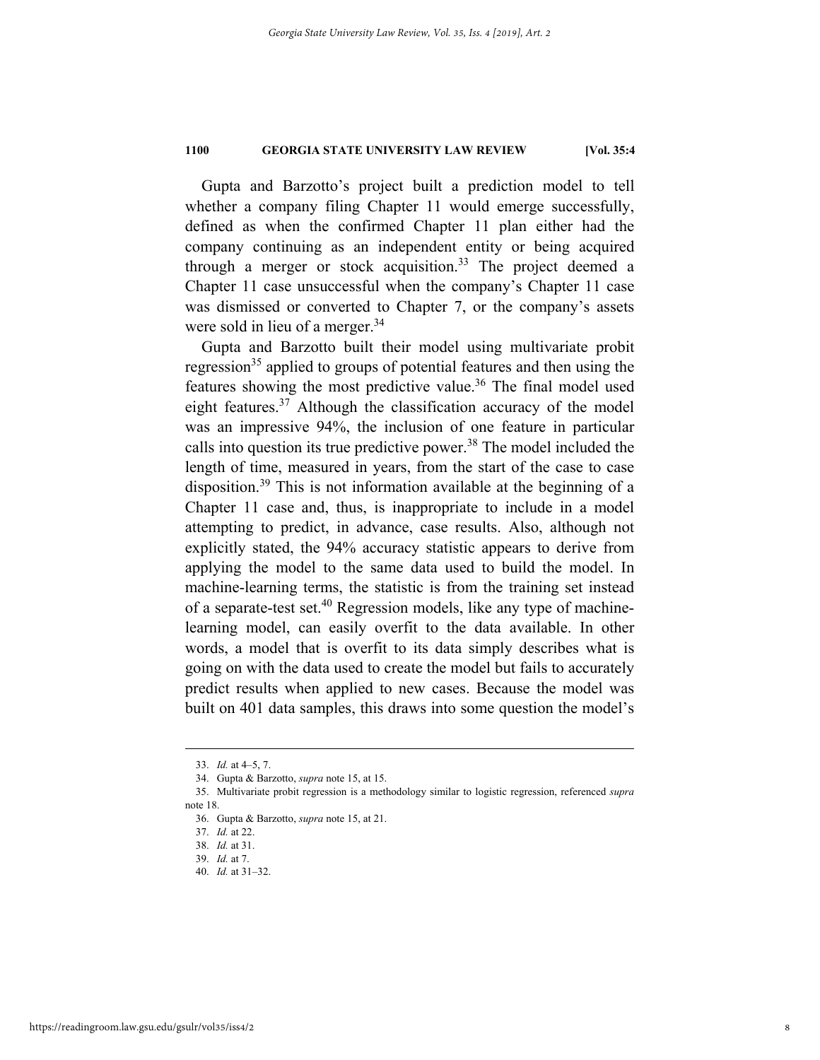Gupta and Barzotto's project built a prediction model to tell whether a company filing Chapter 11 would emerge successfully, defined as when the confirmed Chapter 11 plan either had the company continuing as an independent entity or being acquired through a merger or stock acquisition.[33] The project deemed a Chapter 11 case unsuccessful when the company's Chapter 11 case was dismissed or converted to Chapter 7, or the company's assets were sold in lieu of a merger.[34]

Gupta and Barzotto built their model using multivariate probit regression[35] applied to groups of potential features and then using the features showing the most predictive value.[36] The final model used eight features.[37] Although the classification accuracy of the model was an impressive 94%, the inclusion of one feature in particular calls into question its true predictive power.[38] The model included the length of time, measured in years, from the start of the case to case disposition.[39] This is not information available at the beginning of a Chapter 11 case and, thus, is inappropriate to include in a model attempting to predict, in advance, case results. Also, although not explicitly stated, the 94% accuracy statistic appears to derive from applying the model to the same data used to build the model. In machine-learning terms, the statistic is from the training set instead of a separate-test set.[40] Regression models, like any type of machine-learning model, can easily overfit to the data available. In other words, a model that is overfit to its data simply describes what is going on with the data used to create the model but fails to accurately predict results when applied to new cases. Because the model was built on 401 data samples, this draws into some question the model's

---

33. *Id.* at 4–5, 7.

34. Gupta & Barzotto, *supra* note 15, at 15.

35. Multivariate probit regression is a methodology similar to logistic regression, referenced *supra* note 18.

36. Gupta & Barzotto, *supra* note 15, at 21.

37. *Id.* at 22.

38. *Id.* at 31.

39. *Id.* at 7.

40. *Id.* at 31–32.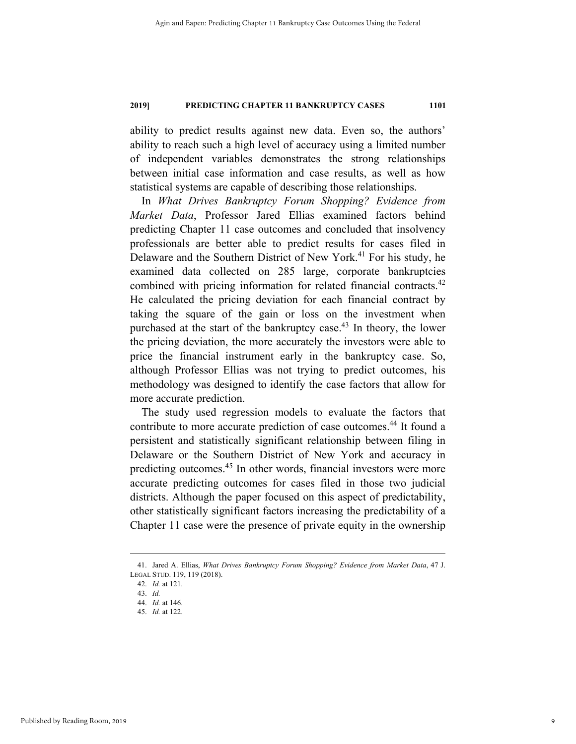ability to predict results against new data. Even so, the authors' ability to reach such a high level of accuracy using a limited number of independent variables demonstrates the strong relationships between initial case information and case results, as well as how statistical systems are capable of describing those relationships.

In *What Drives Bankruptcy Forum Shopping? Evidence from Market Data*, Professor Jared Ellias examined factors behind predicting Chapter 11 case outcomes and concluded that insolvency professionals are better able to predict results for cases filed in Delaware and the Southern District of New York.[41] For his study, he examined data collected on 285 large, corporate bankruptcies combined with pricing information for related financial contracts.[42] He calculated the pricing deviation for each financial contract by taking the square of the gain or loss on the investment when purchased at the start of the bankruptcy case.[43] In theory, the lower the pricing deviation, the more accurately the investors were able to price the financial instrument early in the bankruptcy case. So, although Professor Ellias was not trying to predict outcomes, his methodology was designed to identify the case factors that allow for more accurate prediction.

The study used regression models to evaluate the factors that contribute to more accurate prediction of case outcomes.[44] It found a persistent and statistically significant relationship between filing in Delaware or the Southern District of New York and accuracy in predicting outcomes.[45] In other words, financial investors were more accurate predicting outcomes for cases filed in those two judicial districts. Although the paper focused on this aspect of predictability, other statistically significant factors increasing the predictability of a Chapter 11 case were the presence of private equity in the ownership

---

41. Jared A. Ellias, *What Drives Bankruptcy Forum Shopping? Evidence from Market Data*, 47 J. LEGAL STUD. 119, 119 (2018).

42. *Id.* at 121.

43. *Id.*

44. *Id.* at 146.

45. *Id.* at 122.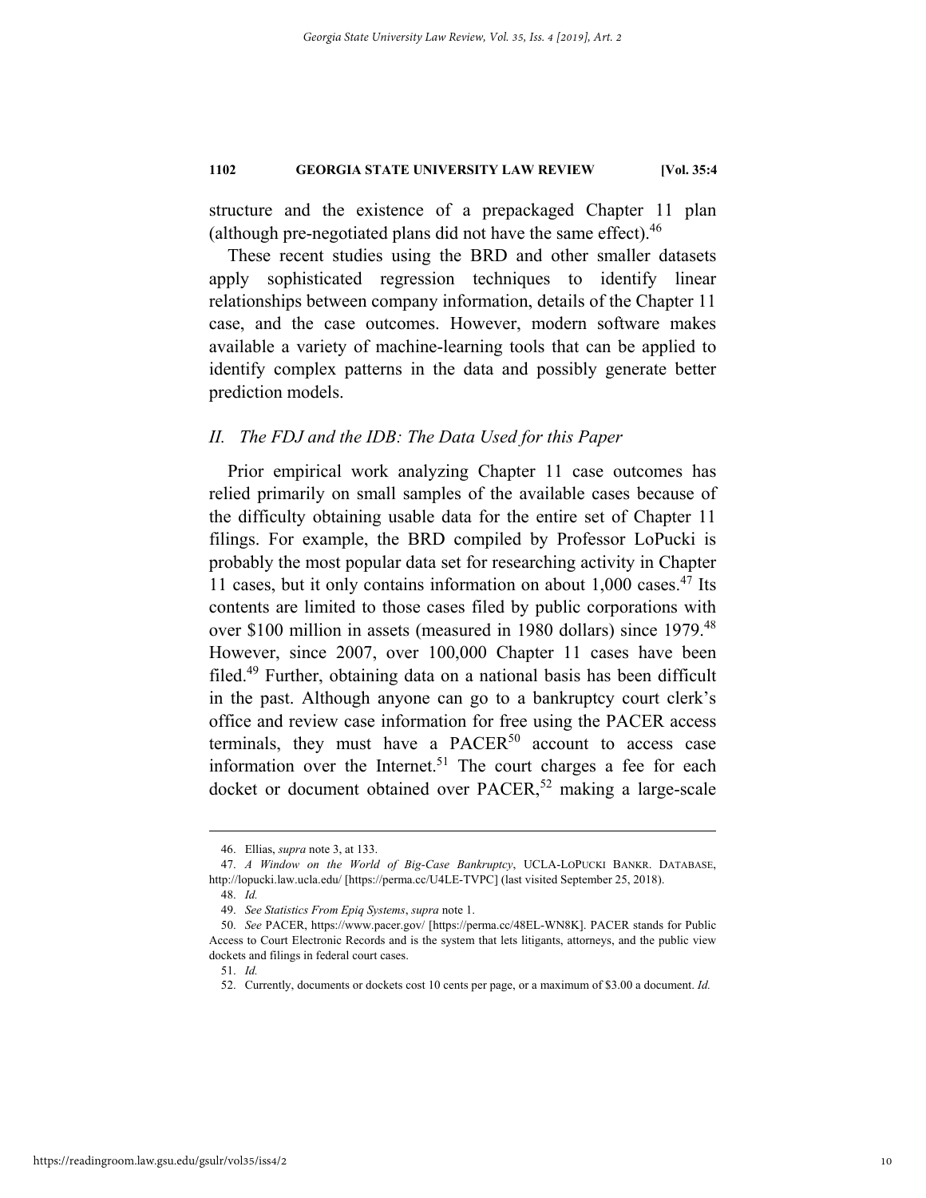structure and the existence of a prepackaged Chapter 11 plan (although pre-negotiated plans did not have the same effect).[46]

These recent studies using the BRD and other smaller datasets apply sophisticated regression techniques to identify linear relationships between company information, details of the Chapter 11 case, and the case outcomes. However, modern software makes available a variety of machine-learning tools that can be applied to identify complex patterns in the data and possibly generate better prediction models.

## *II. The FDJ and the IDB: The Data Used for this Paper*

Prior empirical work analyzing Chapter 11 case outcomes has relied primarily on small samples of the available cases because of the difficulty obtaining usable data for the entire set of Chapter 11 filings. For example, the BRD compiled by Professor LoPucki is probably the most popular data set for researching activity in Chapter 11 cases, but it only contains information on about 1,000 cases.[47] Its contents are limited to those cases filed by public corporations with over $100 million in assets (measured in 1980 dollars) since 1979.[48] However, since 2007, over 100,000 Chapter 11 cases have been filed.[49] Further, obtaining data on a national basis has been difficult in the past. Although anyone can go to a bankruptcy court clerk's office and review case information for free using the PACER access terminals, they must have a PACER[50] account to access case information over the Internet.[51] The court charges a fee for each docket or document obtained over PACER,[52] making a large-scale

---

46. Ellias, *supra* note 3, at 133.

47. *A Window on the World of Big-Case Bankruptcy*, UCLA-LOPUCKI BANKR. DATABASE, http://lopucki.law.ucla.edu/ [https://perma.cc/U4LE-TVPC] (last visited September 25, 2018).

48. *Id.*

49. *See Statistics From Epiq Systems*, *supra* note 1.

50. *See* PACER, https://www.pacer.gov/ [https://perma.cc/48EL-WN8K]. PACER stands for Public Access to Court Electronic Records and is the system that lets litigants, attorneys, and the public view dockets and filings in federal court cases.

51. *Id.*

52. Currently, documents or dockets cost 10 cents per page, or a maximum of $3.00 a document. *Id.*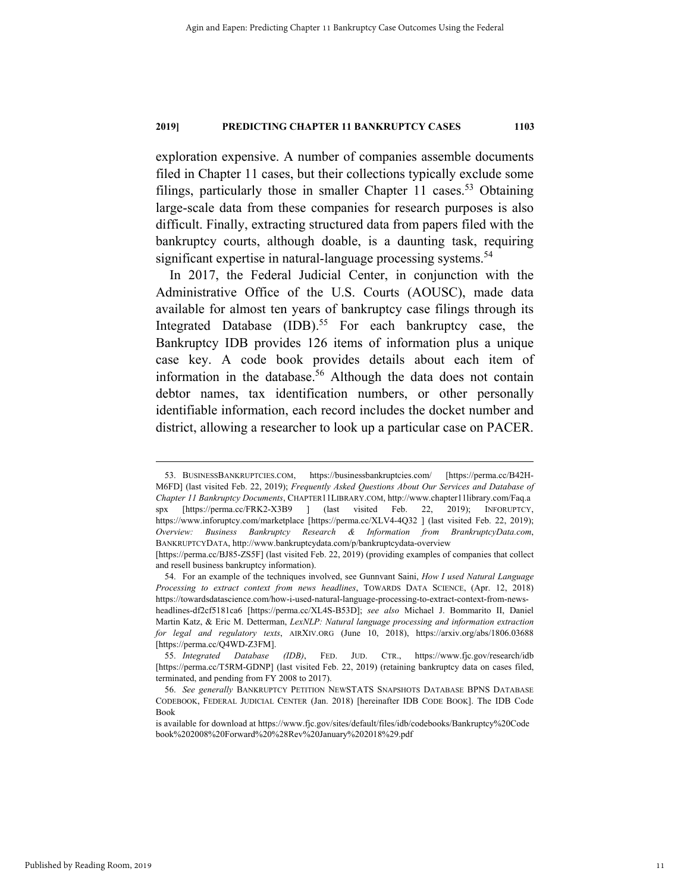exploration expensive. A number of companies assemble documents filed in Chapter 11 cases, but their collections typically exclude some filings, particularly those in smaller Chapter 11 cases.[53] Obtaining large-scale data from these companies for research purposes is also difficult. Finally, extracting structured data from papers filed with the bankruptcy courts, although doable, is a daunting task, requiring significant expertise in natural-language processing systems.[54]

In 2017, the Federal Judicial Center, in conjunction with the Administrative Office of the U.S. Courts (AOUSC), made data available for almost ten years of bankruptcy case filings through its Integrated Database (IDB).[55] For each bankruptcy case, the Bankruptcy IDB provides 126 items of information plus a unique case key. A code book provides details about each item of information in the database.[56] Although the data does not contain debtor names, tax identification numbers, or other personally identifiable information, each record includes the docket number and district, allowing a researcher to look up a particular case on PACER.

---

53. BUSINESSBANKRUPTCIES.COM, https://businessbankruptcies.com/ [https://perma.cc/B42H-M6FD] (last visited Feb. 22, 2019); *Frequently Asked Questions About Our Services and Database of Chapter 11 Bankruptcy Documents*, CHAPTER11LIBRARY.COM, http://www.chapter11library.com/Faq.aspx [https://perma.cc/FRK2-X3B9 ] (last visited Feb. 22, 2019); INFORUPTCY, https://www.inforuptcy.com/marketplace [https://perma.cc/XLV4-4Q32 ] (last visited Feb. 22, 2019); *Overview: Business Bankruptcy Research & Information from BrankruptcyData.com*, BANKRUPTCYDATA, http://www.bankruptcydata.com/p/bankruptcydata-overview [https://perma.cc/BJ85-ZS5F] (last visited Feb. 22, 2019) (providing examples of companies that collect and resell business bankruptcy information).

54. For an example of the techniques involved, see Gunnvant Saini, *How I used Natural Language Processing to extract context from news headlines*, TOWARDS DATA SCIENCE, (Apr. 12, 2018) https://towardsdatascience.com/how-i-used-natural-language-processing-to-extract-context-from-news-headlines-df2cf5181ca6 [https://perma.cc/XL4S-B53D]; *see also* Michael J. Bommarito II, Daniel Martin Katz, & Eric M. Detterman, *LexNLP: Natural language processing and information extraction for legal and regulatory texts*, AIRXIV.ORG (June 10, 2018), https://arxiv.org/abs/1806.03688 [https://perma.cc/Q4WD-Z3FM].

55. *Integrated Database (IDB)*, FED. JUD. CTR., https://www.fjc.gov/research/idb [https://perma.cc/T5RM-GDNP] (last visited Feb. 22, 2019) (retaining bankruptcy data on cases filed, terminated, and pending from FY 2008 to 2017).

56. *See generally* BANKRUPTCY PETITION NEWSTATS SNAPSHOTS DATABASE BPNS DATABASE CODEBOOK, FEDERAL JUDICIAL CENTER (Jan. 2018) [hereinafter IDB CODE BOOK]. The IDB Code Book is available for download at https://www.fjc.gov/sites/default/files/idb/codebooks/Bankruptcy%20Codebook%202008%20Forward%20%28Rev%20January%202018%29.pdf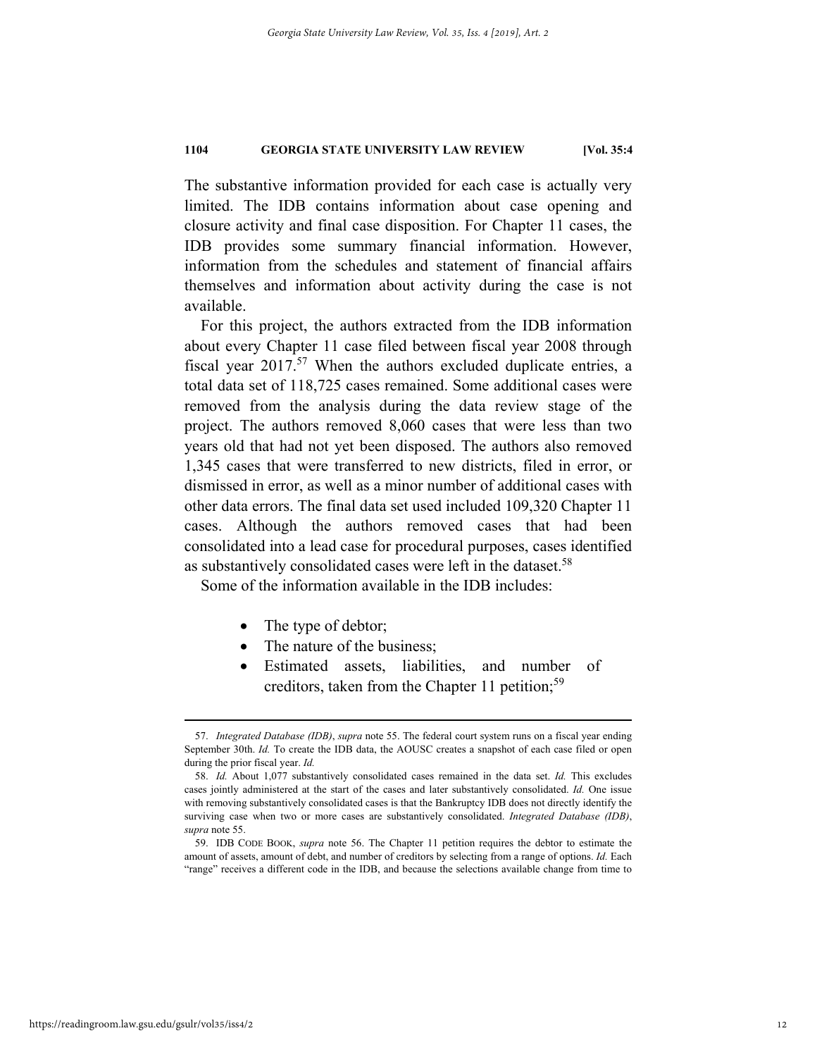The substantive information provided for each case is actually very limited. The IDB contains information about case opening and closure activity and final case disposition. For Chapter 11 cases, the IDB provides some summary financial information. However, information from the schedules and statement of financial affairs themselves and information about activity during the case is not available.

For this project, the authors extracted from the IDB information about every Chapter 11 case filed between fiscal year 2008 through fiscal year 2017.[57] When the authors excluded duplicate entries, a total data set of 118,725 cases remained. Some additional cases were removed from the analysis during the data review stage of the project. The authors removed 8,060 cases that were less than two years old that had not yet been disposed. The authors also removed 1,345 cases that were transferred to new districts, filed in error, or dismissed in error, as well as a minor number of additional cases with other data errors. The final data set used included 109,320 Chapter 11 cases. Although the authors removed cases that had been consolidated into a lead case for procedural purposes, cases identified as substantively consolidated cases were left in the dataset.[58]

Some of the information available in the IDB includes:

- The type of debtor;
- The nature of the business;
- Estimated assets, liabilities, and number of creditors, taken from the Chapter 11 petition;[59]

---

57. *Integrated Database (IDB)*, *supra* note 55. The federal court system runs on a fiscal year ending September 30th. *Id.* To create the IDB data, the AOUSC creates a snapshot of each case filed or open during the prior fiscal year. *Id.*

58. *Id.* About 1,077 substantively consolidated cases remained in the data set. *Id.* This excludes cases jointly administered at the start of the cases and later substantively consolidated. *Id.* One issue with removing substantively consolidated cases is that the Bankruptcy IDB does not directly identify the surviving case when two or more cases are substantively consolidated. *Integrated Database (IDB)*, *supra* note 55.

59. IDB CODE BOOK, *supra* note 56. The Chapter 11 petition requires the debtor to estimate the amount of assets, amount of debt, and number of creditors by selecting from a range of options. *Id.* Each "range" receives a different code in the IDB, and because the selections available change from time to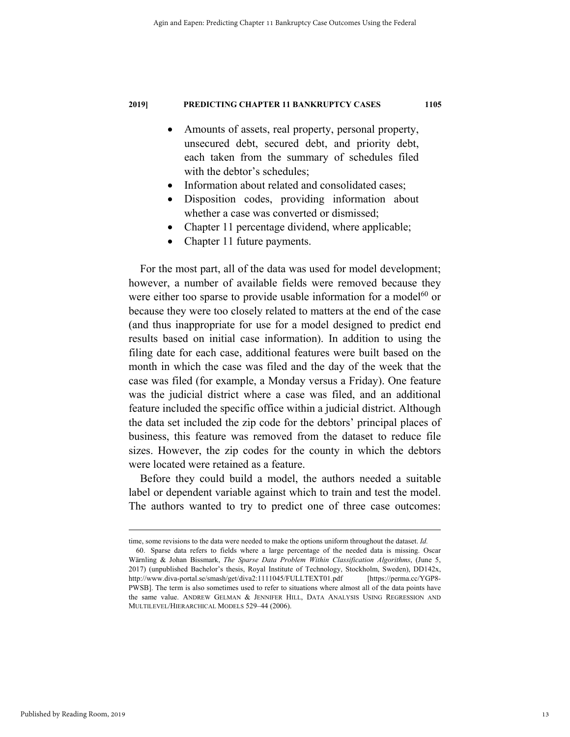- Amounts of assets, real property, personal property, unsecured debt, secured debt, and priority debt, each taken from the summary of schedules filed with the debtor's schedules;
- Information about related and consolidated cases;
- Disposition codes, providing information about whether a case was converted or dismissed;
- Chapter 11 percentage dividend, where applicable;
- Chapter 11 future payments.

For the most part, all of the data was used for model development; however, a number of available fields were removed because they were either too sparse to provide usable information for a model[60] or because they were too closely related to matters at the end of the case (and thus inappropriate for use for a model designed to predict end results based on initial case information). In addition to using the filing date for each case, additional features were built based on the month in which the case was filed and the day of the week that the case was filed (for example, a Monday versus a Friday). One feature was the judicial district where a case was filed, and an additional feature included the specific office within a judicial district. Although the data set included the zip code for the debtors' principal places of business, this feature was removed from the dataset to reduce file sizes. However, the zip codes for the county in which the debtors were located were retained as a feature.

Before they could build a model, the authors needed a suitable label or dependent variable against which to train and test the model. The authors wanted to try to predict one of three case outcomes:

---

time, some revisions to the data were needed to make the options uniform throughout the dataset. *Id.*

60. Sparse data refers to fields where a large percentage of the needed data is missing. Oscar Wärnling & Johan Bissmark, *The Sparse Data Problem Within Classification Algorithms*, (June 5, 2017) (unpublished Bachelor's thesis, Royal Institute of Technology, Stockholm, Sweden), DD142x, http://www.diva-portal.se/smash/get/diva2:1111045/FULLTEXT01.pdf [https://perma.cc/YGP8-PWSB]. The term is also sometimes used to refer to situations where almost all of the data points have the same value. ANDREW GELMAN & JENNIFER HILL, DATA ANALYSIS USING REGRESSION AND MULTILEVEL/HIERARCHICAL MODELS 529–44 (2006).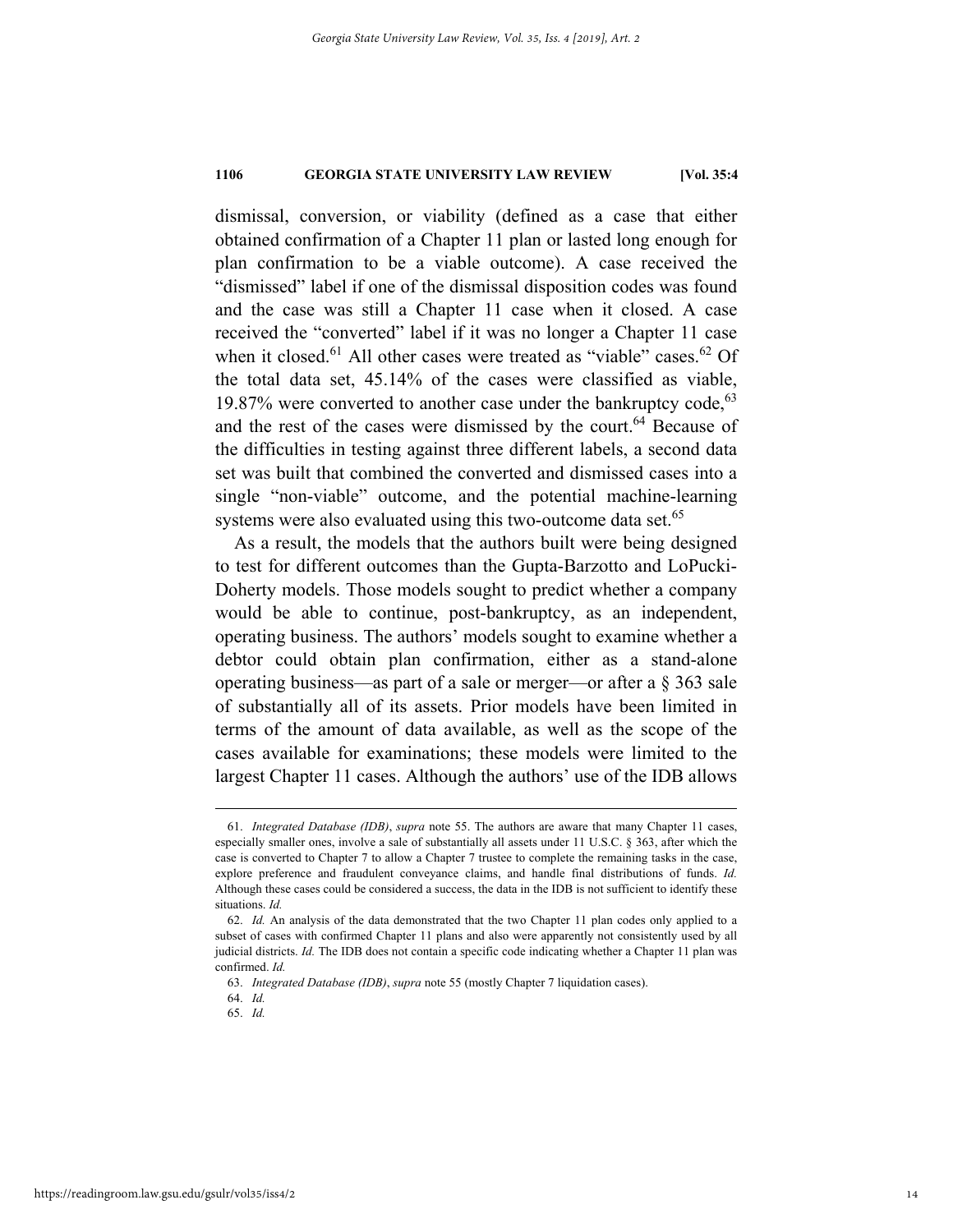dismissal, conversion, or viability (defined as a case that either obtained confirmation of a Chapter 11 plan or lasted long enough for plan confirmation to be a viable outcome). A case received the "dismissed" label if one of the dismissal disposition codes was found and the case was still a Chapter 11 case when it closed. A case received the "converted" label if it was no longer a Chapter 11 case when it closed.[61] All other cases were treated as "viable" cases.[62] Of the total data set, 45.14% of the cases were classified as viable, 19.87% were converted to another case under the bankruptcy code,[63] and the rest of the cases were dismissed by the court.[64] Because of the difficulties in testing against three different labels, a second data set was built that combined the converted and dismissed cases into a single "non-viable" outcome, and the potential machine-learning systems were also evaluated using this two-outcome data set.[65]

As a result, the models that the authors built were being designed to test for different outcomes than the Gupta-Barzotto and LoPucki-Doherty models. Those models sought to predict whether a company would be able to continue, post-bankruptcy, as an independent, operating business. The authors' models sought to examine whether a debtor could obtain plan confirmation, either as a stand-alone operating business—as part of a sale or merger—or after a § 363 sale of substantially all of its assets. Prior models have been limited in terms of the amount of data available, as well as the scope of the cases available for examinations; these models were limited to the largest Chapter 11 cases. Although the authors' use of the IDB allows

---

61. *Integrated Database (IDB)*, *supra* note 55. The authors are aware that many Chapter 11 cases, especially smaller ones, involve a sale of substantially all assets under 11 U.S.C. § 363, after which the case is converted to Chapter 7 to allow a Chapter 7 trustee to complete the remaining tasks in the case, explore preference and fraudulent conveyance claims, and handle final distributions of funds. *Id.* Although these cases could be considered a success, the data in the IDB is not sufficient to identify these situations. *Id.*

62. *Id.* An analysis of the data demonstrated that the two Chapter 11 plan codes only applied to a subset of cases with confirmed Chapter 11 plans and also were apparently not consistently used by all judicial districts. *Id.* The IDB does not contain a specific code indicating whether a Chapter 11 plan was confirmed. *Id.*

63. *Integrated Database (IDB)*, *supra* note 55 (mostly Chapter 7 liquidation cases).

64. *Id.*

65. *Id.*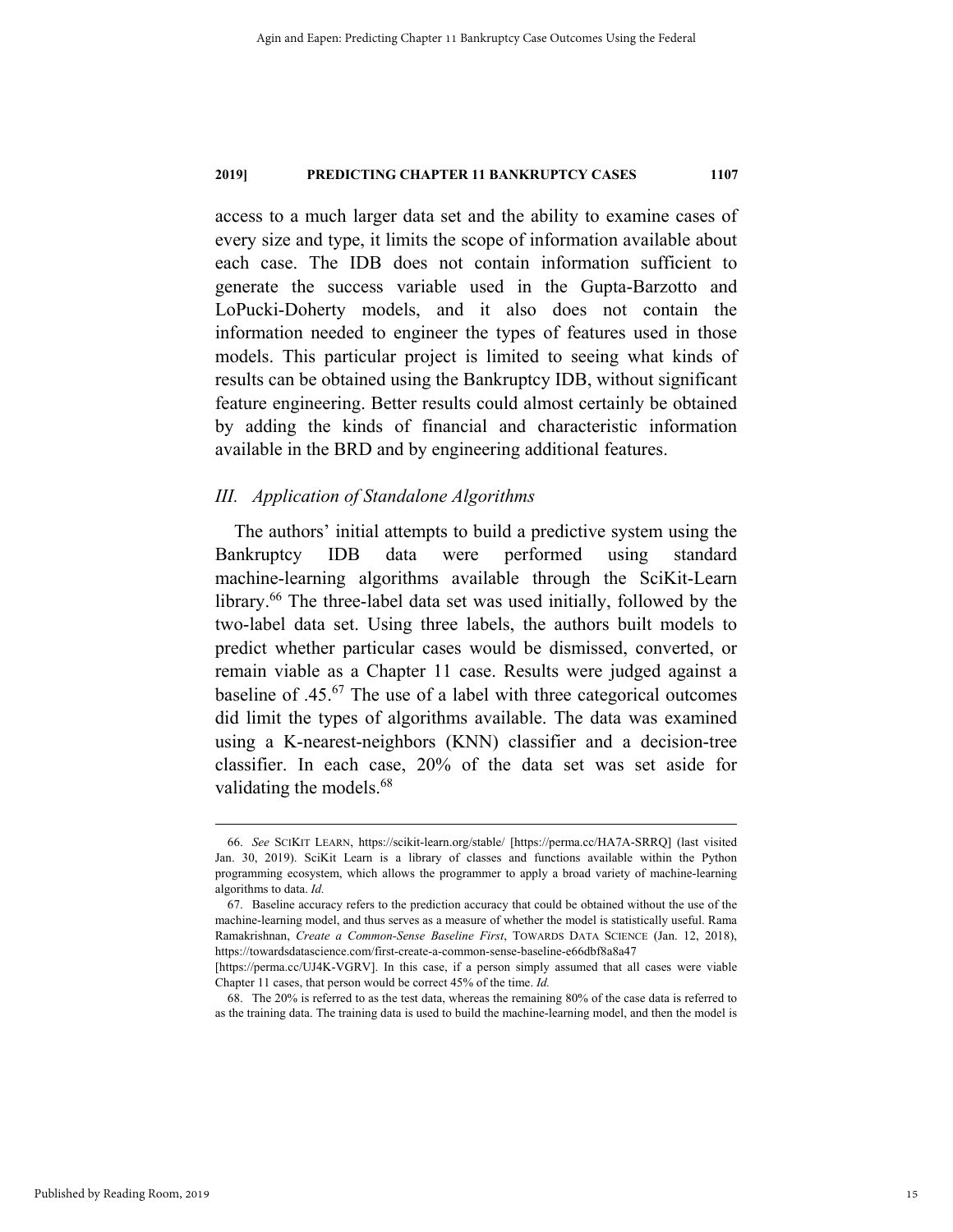access to a much larger data set and the ability to examine cases of every size and type, it limits the scope of information available about each case. The IDB does not contain information sufficient to generate the success variable used in the Gupta-Barzotto and LoPucki-Doherty models, and it also does not contain the information needed to engineer the types of features used in those models. This particular project is limited to seeing what kinds of results can be obtained using the Bankruptcy IDB, without significant feature engineering. Better results could almost certainly be obtained by adding the kinds of financial and characteristic information available in the BRD and by engineering additional features.

### *III. Application of Standalone Algorithms*

The authors' initial attempts to build a predictive system using the Bankruptcy IDB data were performed using standard machine-learning algorithms available through the SciKit-Learn library.[66] The three-label data set was used initially, followed by the two-label data set. Using three labels, the authors built models to predict whether particular cases would be dismissed, converted, or remain viable as a Chapter 11 case. Results were judged against a baseline of .45.[67] The use of a label with three categorical outcomes did limit the types of algorithms available. The data was examined using a K-nearest-neighbors (KNN) classifier and a decision-tree classifier. In each case, 20% of the data set was set aside for validating the models.[68]

---

66. *See* SCIKIT LEARN, https://scikit-learn.org/stable/ [https://perma.cc/HA7A-SRRQ] (last visited Jan. 30, 2019). SciKit Learn is a library of classes and functions available within the Python programming ecosystem, which allows the programmer to apply a broad variety of machine-learning algorithms to data. *Id.*

67. Baseline accuracy refers to the prediction accuracy that could be obtained without the use of the machine-learning model, and thus serves as a measure of whether the model is statistically useful. Rama Ramakrishnan, *Create a Common-Sense Baseline First*, TOWARDS DATA SCIENCE (Jan. 12, 2018), https://towardsdatascience.com/first-create-a-common-sense-baseline-e66dbf8a8a47 [https://perma.cc/UJ4K-VGRV]. In this case, if a person simply assumed that all cases were viable Chapter 11 cases, that person would be correct 45% of the time. *Id.*

68. The 20% is referred to as the test data, whereas the remaining 80% of the case data is referred to as the training data. The training data is used to build the machine-learning model, and then the model is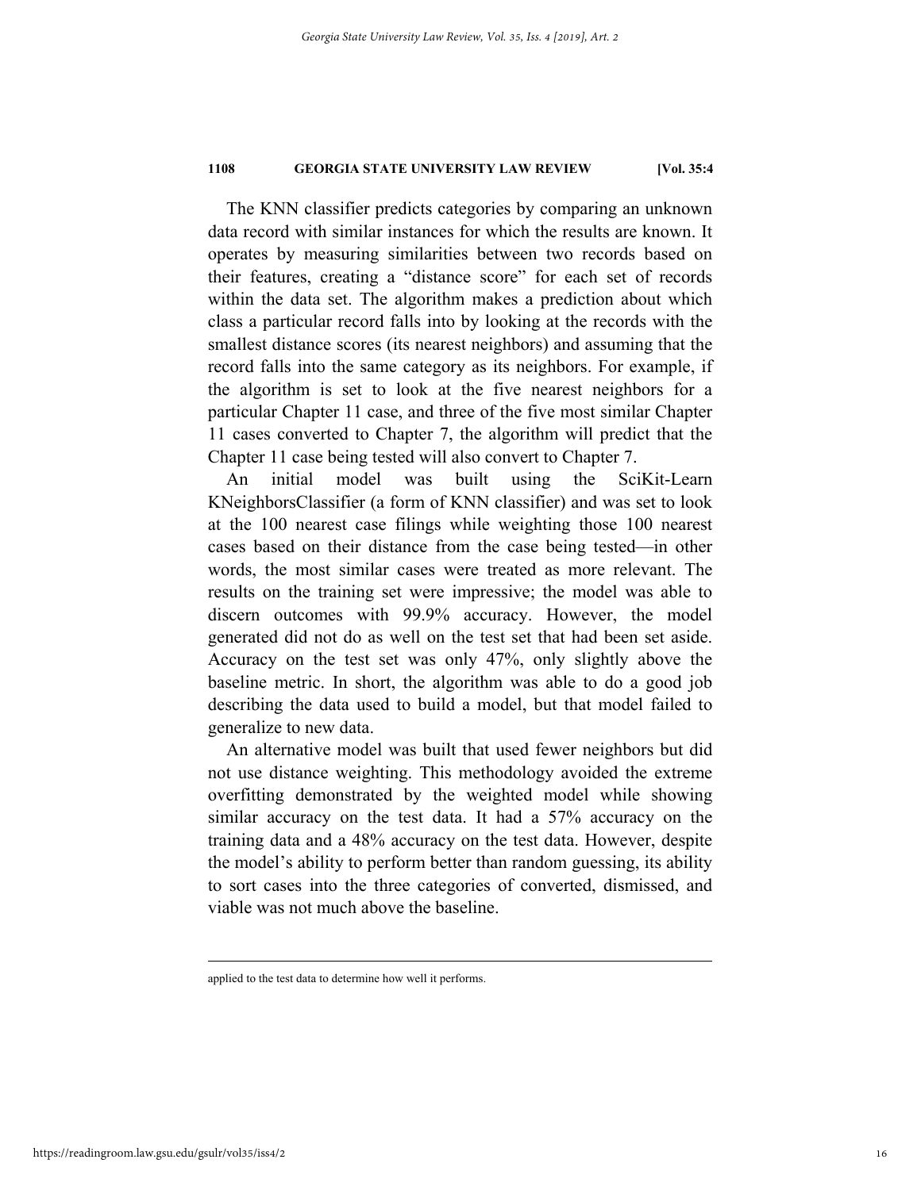The KNN classifier predicts categories by comparing an unknown data record with similar instances for which the results are known. It operates by measuring similarities between two records based on their features, creating a "distance score" for each set of records within the data set. The algorithm makes a prediction about which class a particular record falls into by looking at the records with the smallest distance scores (its nearest neighbors) and assuming that the record falls into the same category as its neighbors. For example, if the algorithm is set to look at the five nearest neighbors for a particular Chapter 11 case, and three of the five most similar Chapter 11 cases converted to Chapter 7, the algorithm will predict that the Chapter 11 case being tested will also convert to Chapter 7.

An initial model was built using the SciKit-Learn KNeighborsClassifier (a form of KNN classifier) and was set to look at the 100 nearest case filings while weighting those 100 nearest cases based on their distance from the case being tested—in other words, the most similar cases were treated as more relevant. The results on the training set were impressive; the model was able to discern outcomes with 99.9% accuracy. However, the model generated did not do as well on the test set that had been set aside. Accuracy on the test set was only 47%, only slightly above the baseline metric. In short, the algorithm was able to do a good job describing the data used to build a model, but that model failed to generalize to new data.

An alternative model was built that used fewer neighbors but did not use distance weighting. This methodology avoided the extreme overfitting demonstrated by the weighted model while showing similar accuracy on the test data. It had a 57% accuracy on the training data and a 48% accuracy on the test data. However, despite the model's ability to perform better than random guessing, its ability to sort cases into the three categories of converted, dismissed, and viable was not much above the baseline.

---

applied to the test data to determine how well it performs.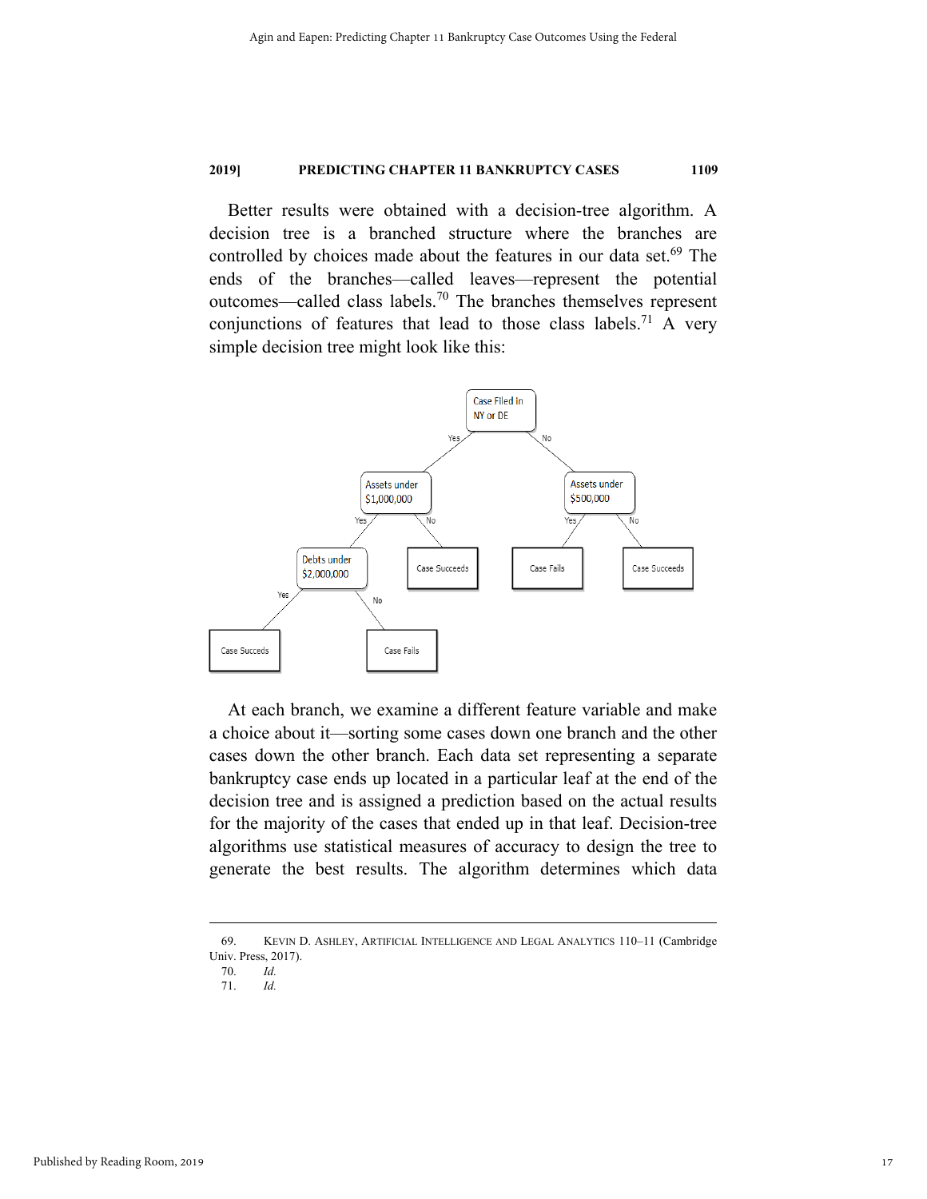Better results were obtained with a decision-tree algorithm. A decision tree is a branched structure where the branches are controlled by choices made about the features in our data set.[69] The ends of the branches—called leaves—represent the potential outcomes—called class labels.[70] The branches themselves represent conjunctions of features that lead to those class labels.[71] A very simple decision tree might look like this:

```
Case Filed in NY or DE
├── Yes: Assets under $1,000,000
│   ├── Yes: Debts under $2,000,000
│   │   ├── Yes: Case Succeds
│   │   └── No: Case Fails
│   └── No: Case Succeeds
└── No: Assets under $500,000
    ├── Yes: Case Fails
    └── No: Case Succeeds
```

At each branch, we examine a different feature variable and make a choice about it—sorting some cases down one branch and the other cases down the other branch. Each data set representing a separate bankruptcy case ends up located in a particular leaf at the end of the decision tree and is assigned a prediction based on the actual results for the majority of the cases that ended up in that leaf. Decision-tree algorithms use statistical measures of accuracy to design the tree to generate the best results. The algorithm determines which data

---

69. KEVIN D. ASHLEY, ARTIFICIAL INTELLIGENCE AND LEGAL ANALYTICS 110–11 (Cambridge Univ. Press, 2017).

70. *Id.*

71. *Id.*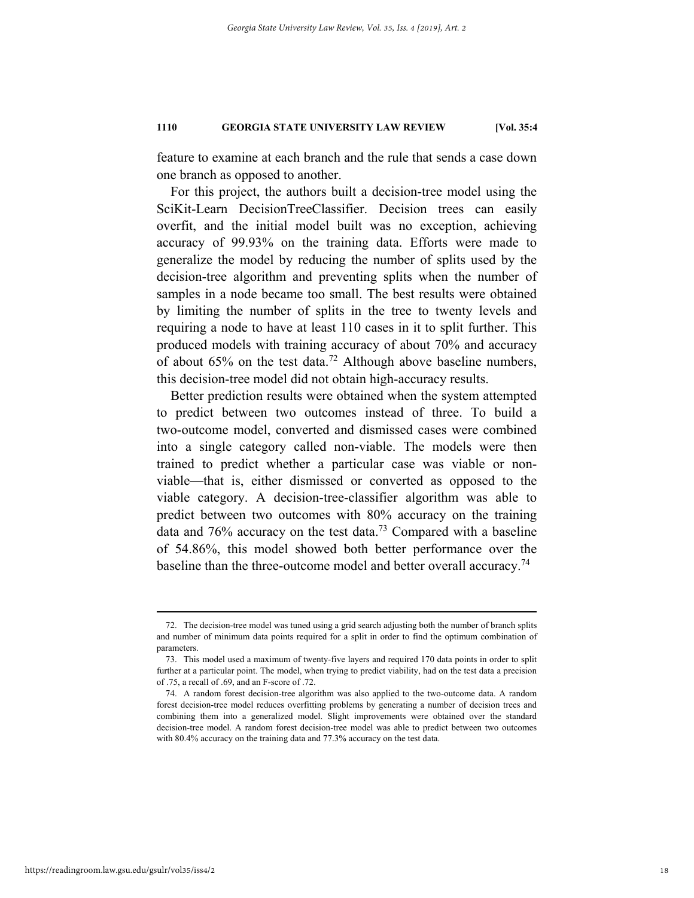feature to examine at each branch and the rule that sends a case down one branch as opposed to another.

For this project, the authors built a decision-tree model using the SciKit-Learn DecisionTreeClassifier. Decision trees can easily overfit, and the initial model built was no exception, achieving accuracy of 99.93% on the training data. Efforts were made to generalize the model by reducing the number of splits used by the decision-tree algorithm and preventing splits when the number of samples in a node became too small. The best results were obtained by limiting the number of splits in the tree to twenty levels and requiring a node to have at least 110 cases in it to split further. This produced models with training accuracy of about 70% and accuracy of about 65% on the test data.[72] Although above baseline numbers, this decision-tree model did not obtain high-accuracy results.

Better prediction results were obtained when the system attempted to predict between two outcomes instead of three. To build a two-outcome model, converted and dismissed cases were combined into a single category called non-viable. The models were then trained to predict whether a particular case was viable or non-viable—that is, either dismissed or converted as opposed to the viable category. A decision-tree-classifier algorithm was able to predict between two outcomes with 80% accuracy on the training data and 76% accuracy on the test data.[73] Compared with a baseline of 54.86%, this model showed both better performance over the baseline than the three-outcome model and better overall accuracy.[74]

---

72. The decision-tree model was tuned using a grid search adjusting both the number of branch splits and number of minimum data points required for a split in order to find the optimum combination of parameters.

73. This model used a maximum of twenty-five layers and required 170 data points in order to split further at a particular point. The model, when trying to predict viability, had on the test data a precision of .75, a recall of .69, and an F-score of .72.

74. A random forest decision-tree algorithm was also applied to the two-outcome data. A random forest decision-tree model reduces overfitting problems by generating a number of decision trees and combining them into a generalized model. Slight improvements were obtained over the standard decision-tree model. A random forest decision-tree model was able to predict between two outcomes with 80.4% accuracy on the training data and 77.3% accuracy on the test data.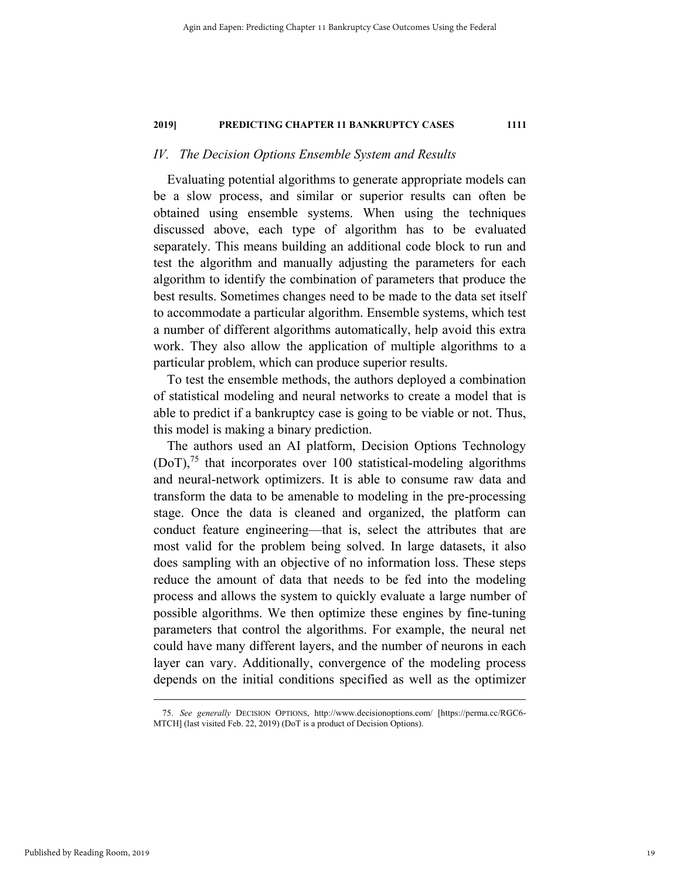### *IV. The Decision Options Ensemble System and Results*

Evaluating potential algorithms to generate appropriate models can be a slow process, and similar or superior results can often be obtained using ensemble systems. When using the techniques discussed above, each type of algorithm has to be evaluated separately. This means building an additional code block to run and test the algorithm and manually adjusting the parameters for each algorithm to identify the combination of parameters that produce the best results. Sometimes changes need to be made to the data set itself to accommodate a particular algorithm. Ensemble systems, which test a number of different algorithms automatically, help avoid this extra work. They also allow the application of multiple algorithms to a particular problem, which can produce superior results.

To test the ensemble methods, the authors deployed a combination of statistical modeling and neural networks to create a model that is able to predict if a bankruptcy case is going to be viable or not. Thus, this model is making a binary prediction.

The authors used an AI platform, Decision Options Technology (DoT),[75] that incorporates over 100 statistical-modeling algorithms and neural-network optimizers. It is able to consume raw data and transform the data to be amenable to modeling in the pre-processing stage. Once the data is cleaned and organized, the platform can conduct feature engineering—that is, select the attributes that are most valid for the problem being solved. In large datasets, it also does sampling with an objective of no information loss. These steps reduce the amount of data that needs to be fed into the modeling process and allows the system to quickly evaluate a large number of possible algorithms. We then optimize these engines by fine-tuning parameters that control the algorithms. For example, the neural net could have many different layers, and the number of neurons in each layer can vary. Additionally, convergence of the modeling process depends on the initial conditions specified as well as the optimizer

---

75. *See generally* DECISION OPTIONS, http://www.decisionoptions.com/ [https://perma.cc/RGC6-MTCH] (last visited Feb. 22, 2019) (DoT is a product of Decision Options).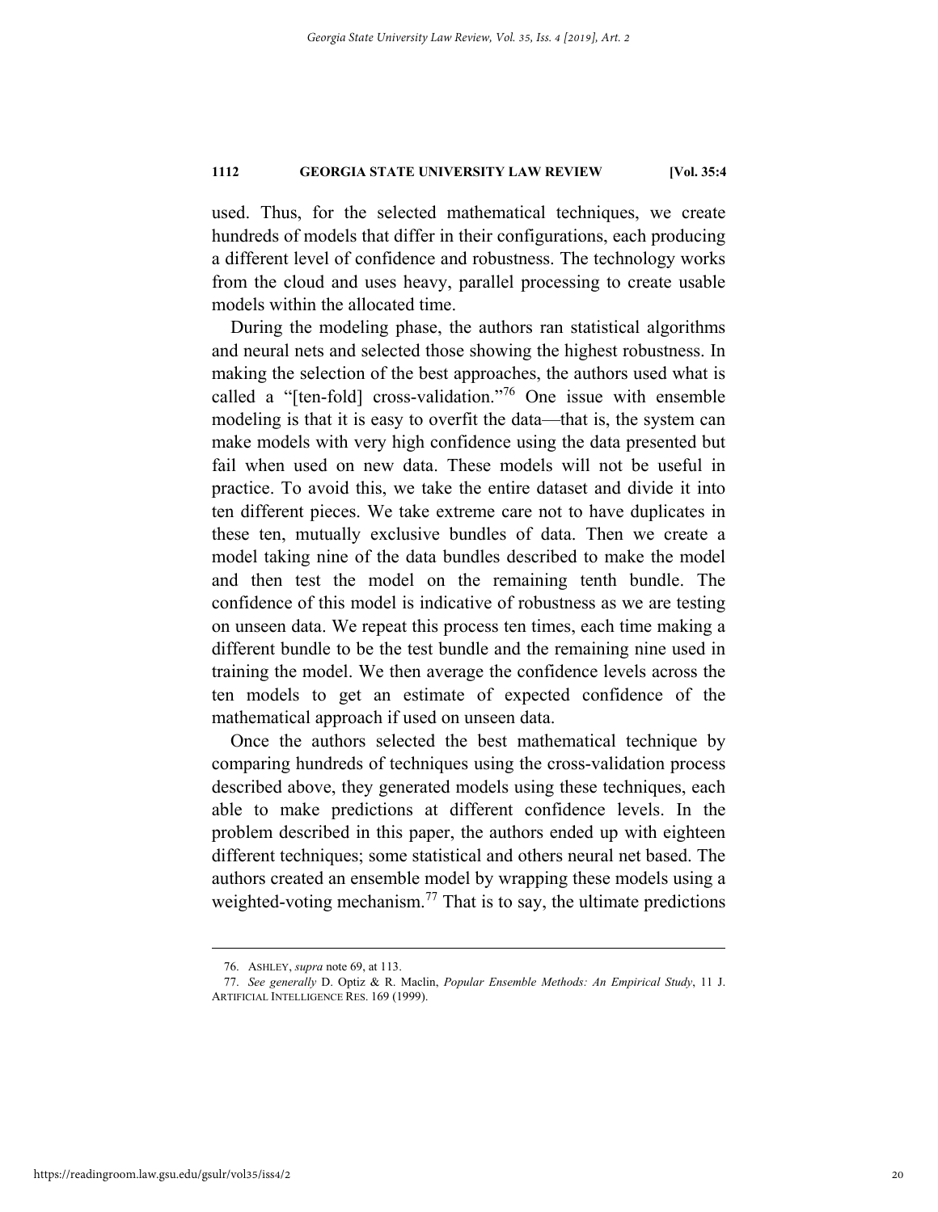used. Thus, for the selected mathematical techniques, we create hundreds of models that differ in their configurations, each producing a different level of confidence and robustness. The technology works from the cloud and uses heavy, parallel processing to create usable models within the allocated time.

During the modeling phase, the authors ran statistical algorithms and neural nets and selected those showing the highest robustness. In making the selection of the best approaches, the authors used what is called a "[ten-fold] cross-validation."[76] One issue with ensemble modeling is that it is easy to overfit the data—that is, the system can make models with very high confidence using the data presented but fail when used on new data. These models will not be useful in practice. To avoid this, we take the entire dataset and divide it into ten different pieces. We take extreme care not to have duplicates in these ten, mutually exclusive bundles of data. Then we create a model taking nine of the data bundles described to make the model and then test the model on the remaining tenth bundle. The confidence of this model is indicative of robustness as we are testing on unseen data. We repeat this process ten times, each time making a different bundle to be the test bundle and the remaining nine used in training the model. We then average the confidence levels across the ten models to get an estimate of expected confidence of the mathematical approach if used on unseen data.

Once the authors selected the best mathematical technique by comparing hundreds of techniques using the cross-validation process described above, they generated models using these techniques, each able to make predictions at different confidence levels. In the problem described in this paper, the authors ended up with eighteen different techniques; some statistical and others neural net based. The authors created an ensemble model by wrapping these models using a weighted-voting mechanism.[77] That is to say, the ultimate predictions

---

76. ASHLEY, *supra* note 69, at 113.

77. *See generally* D. Optiz & R. Maclin, *Popular Ensemble Methods: An Empirical Study*, 11 J. ARTIFICIAL INTELLIGENCE RES. 169 (1999).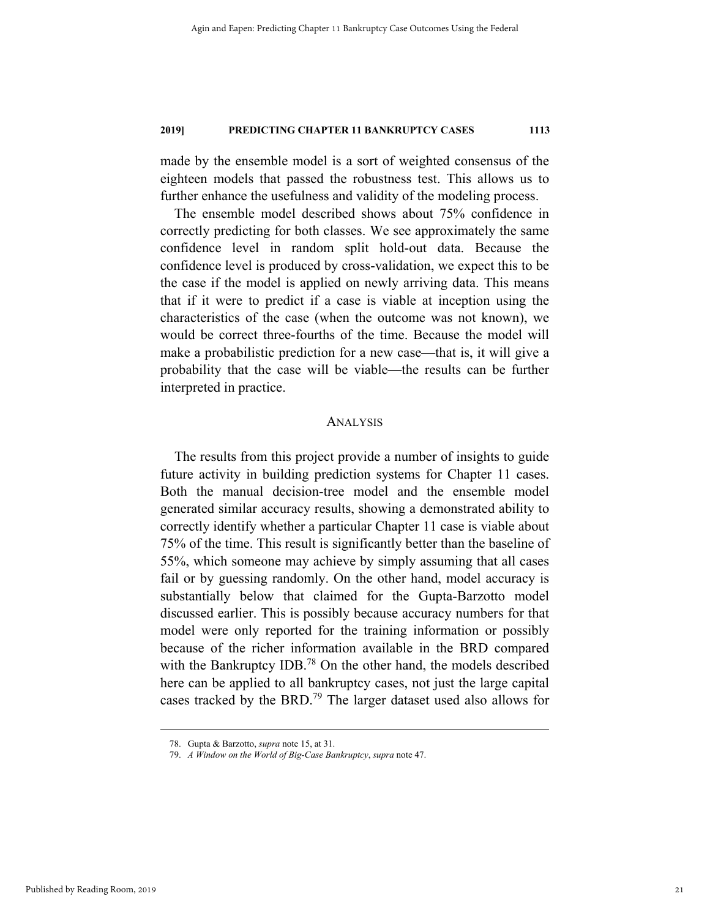made by the ensemble model is a sort of weighted consensus of the eighteen models that passed the robustness test. This allows us to further enhance the usefulness and validity of the modeling process.

The ensemble model described shows about 75% confidence in correctly predicting for both classes. We see approximately the same confidence level in random split hold-out data. Because the confidence level is produced by cross-validation, we expect this to be the case if the model is applied on newly arriving data. This means that if it were to predict if a case is viable at inception using the characteristics of the case (when the outcome was not known), we would be correct three-fourths of the time. Because the model will make a probabilistic prediction for a new case—that is, it will give a probability that the case will be viable—the results can be further interpreted in practice.

## ANALYSIS

The results from this project provide a number of insights to guide future activity in building prediction systems for Chapter 11 cases. Both the manual decision-tree model and the ensemble model generated similar accuracy results, showing a demonstrated ability to correctly identify whether a particular Chapter 11 case is viable about 75% of the time. This result is significantly better than the baseline of 55%, which someone may achieve by simply assuming that all cases fail or by guessing randomly. On the other hand, model accuracy is substantially below that claimed for the Gupta-Barzotto model discussed earlier. This is possibly because accuracy numbers for that model were only reported for the training information or possibly because of the richer information available in the BRD compared with the Bankruptcy IDB.[78] On the other hand, the models described here can be applied to all bankruptcy cases, not just the large capital cases tracked by the BRD.[79] The larger dataset used also allows for

---

78. Gupta & Barzotto, *supra* note 15, at 31.

79. *A Window on the World of Big-Case Bankruptcy*, *supra* note 47.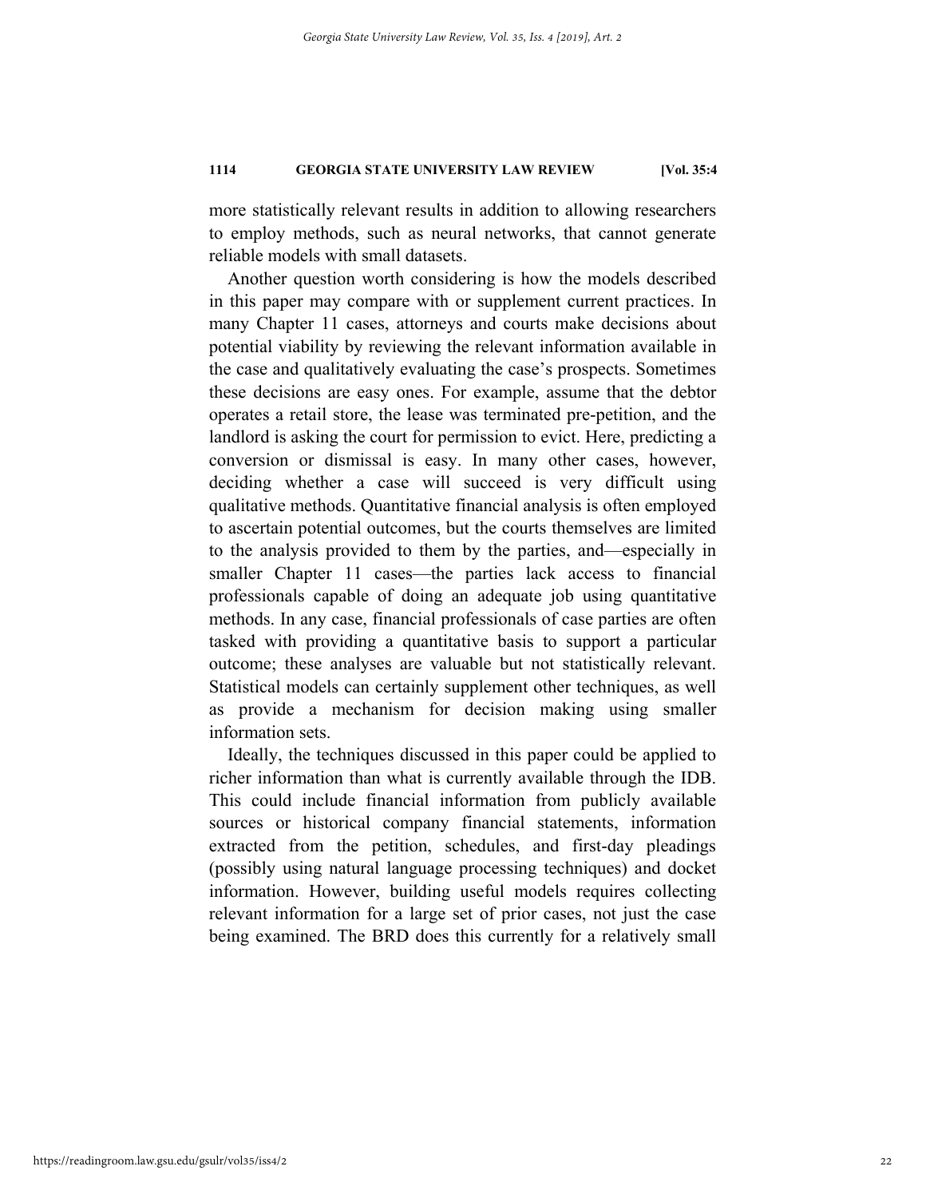more statistically relevant results in addition to allowing researchers to employ methods, such as neural networks, that cannot generate reliable models with small datasets.

Another question worth considering is how the models described in this paper may compare with or supplement current practices. In many Chapter 11 cases, attorneys and courts make decisions about potential viability by reviewing the relevant information available in the case and qualitatively evaluating the case's prospects. Sometimes these decisions are easy ones. For example, assume that the debtor operates a retail store, the lease was terminated pre-petition, and the landlord is asking the court for permission to evict. Here, predicting a conversion or dismissal is easy. In many other cases, however, deciding whether a case will succeed is very difficult using qualitative methods. Quantitative financial analysis is often employed to ascertain potential outcomes, but the courts themselves are limited to the analysis provided to them by the parties, and—especially in smaller Chapter 11 cases—the parties lack access to financial professionals capable of doing an adequate job using quantitative methods. In any case, financial professionals of case parties are often tasked with providing a quantitative basis to support a particular outcome; these analyses are valuable but not statistically relevant. Statistical models can certainly supplement other techniques, as well as provide a mechanism for decision making using smaller information sets.

Ideally, the techniques discussed in this paper could be applied to richer information than what is currently available through the IDB. This could include financial information from publicly available sources or historical company financial statements, information extracted from the petition, schedules, and first-day pleadings (possibly using natural language processing techniques) and docket information. However, building useful models requires collecting relevant information for a large set of prior cases, not just the case being examined. The BRD does this currently for a relatively small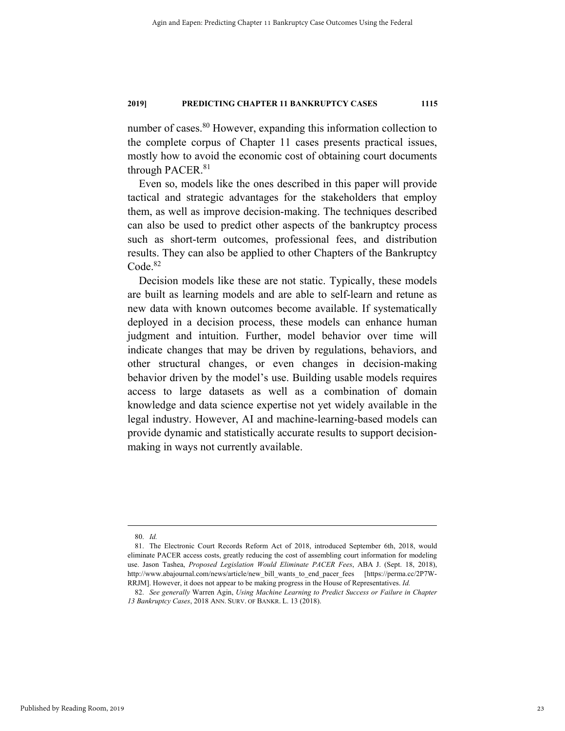number of cases.[80] However, expanding this information collection to the complete corpus of Chapter 11 cases presents practical issues, mostly how to avoid the economic cost of obtaining court documents through PACER.[81]

Even so, models like the ones described in this paper will provide tactical and strategic advantages for the stakeholders that employ them, as well as improve decision-making. The techniques described can also be used to predict other aspects of the bankruptcy process such as short-term outcomes, professional fees, and distribution results. They can also be applied to other Chapters of the Bankruptcy Code.[82]

Decision models like these are not static. Typically, these models are built as learning models and are able to self-learn and retune as new data with known outcomes become available. If systematically deployed in a decision process, these models can enhance human judgment and intuition. Further, model behavior over time will indicate changes that may be driven by regulations, behaviors, and other structural changes, or even changes in decision-making behavior driven by the model's use. Building usable models requires access to large datasets as well as a combination of domain knowledge and data science expertise not yet widely available in the legal industry. However, AI and machine-learning-based models can provide dynamic and statistically accurate results to support decision-making in ways not currently available.

---

80. *Id.*

81. The Electronic Court Records Reform Act of 2018, introduced September 6th, 2018, would eliminate PACER access costs, greatly reducing the cost of assembling court information for modeling use. Jason Tashea, *Proposed Legislation Would Eliminate PACER Fees*, ABA J. (Sept. 18, 2018), http://www.abajournal.com/news/article/new_bill_wants_to_end_pacer_fees [https://perma.cc/2P7W-RRJM]. However, it does not appear to be making progress in the House of Representatives. *Id.*

82. *See generally* Warren Agin, *Using Machine Learning to Predict Success or Failure in Chapter 13 Bankruptcy Cases*, 2018 ANN. SURV. OF BANKR. L. 13 (2018).